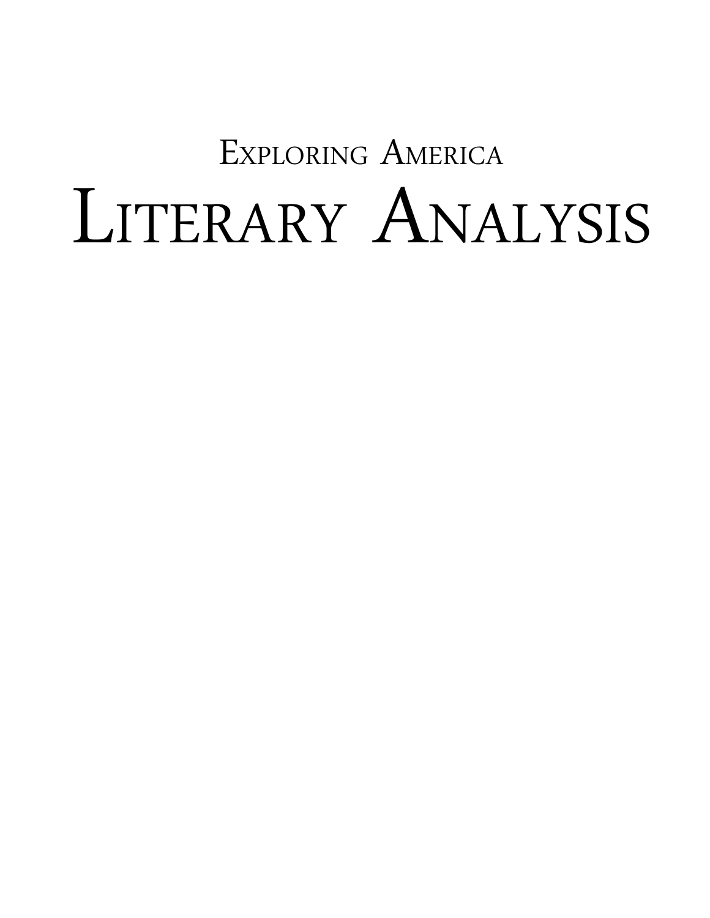## Exploring America

# Literary Analysis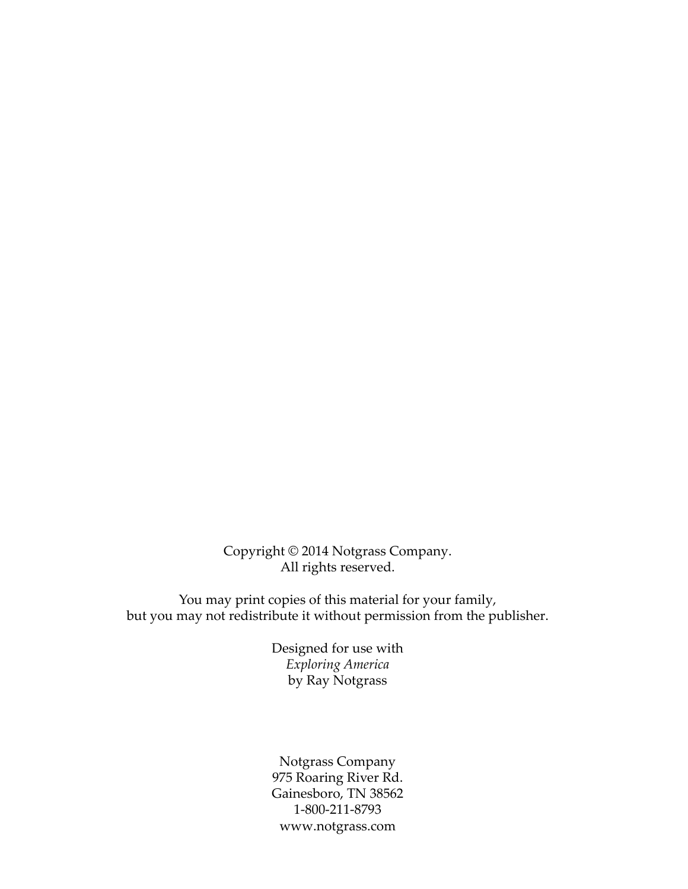Copyright © 2014 Notgrass Company.
All rights reserved.

You may print copies of this material for your family,
but you may not redistribute it without permission from the publisher.

Designed for use with
*Exploring America*
by Ray Notgrass

Notgrass Company
975 Roaring River Rd.
Gainesboro, TN 38562
1-800-211-8793
www.notgrass.com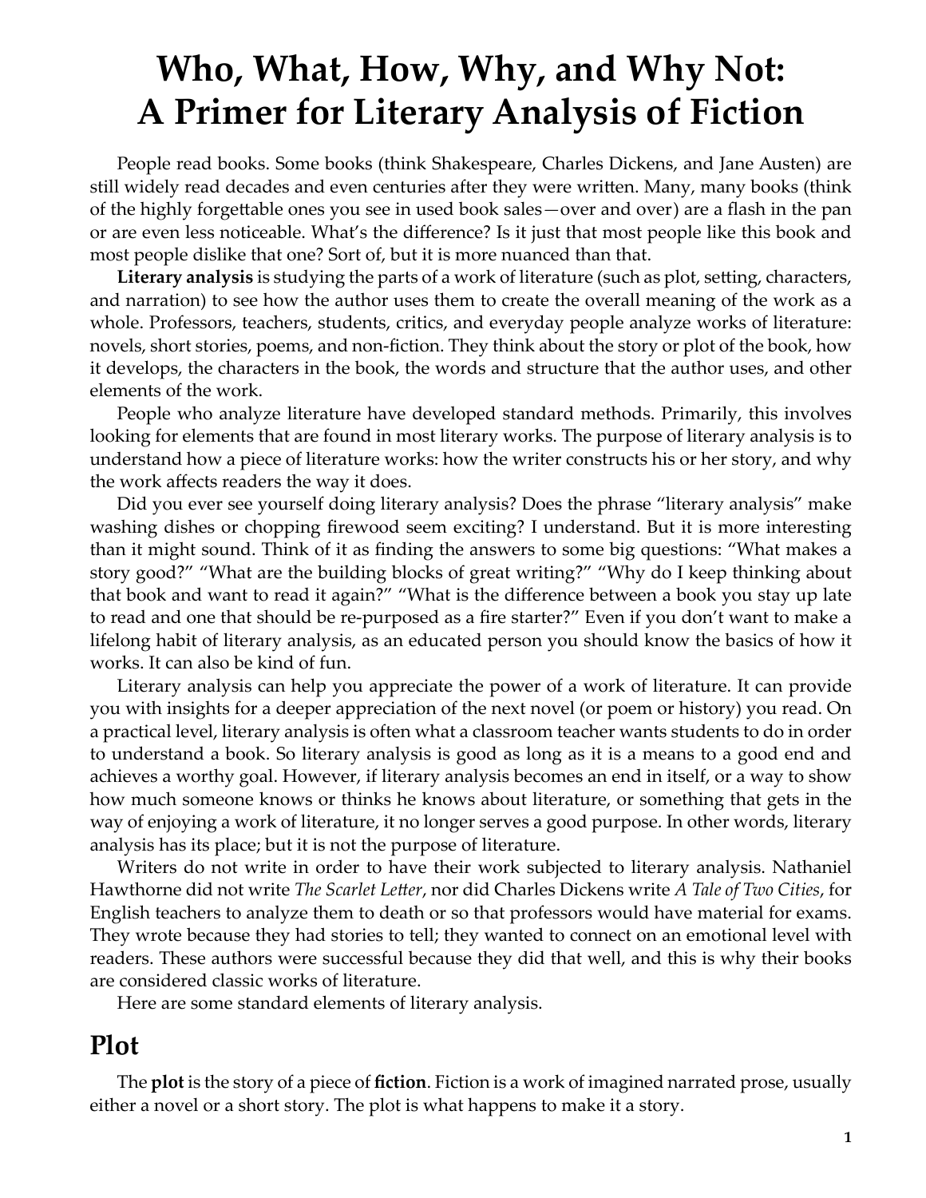# Who, What, How, Why, and Why Not: A Primer for Literary Analysis of Fiction

People read books. Some books (think Shakespeare, Charles Dickens, and Jane Austen) are still widely read decades and even centuries after they were written. Many, many books (think of the highly forgettable ones you see in used book sales—over and over) are a flash in the pan or are even less noticeable. What's the difference? Is it just that most people like this book and most people dislike that one? Sort of, but it is more nuanced than that.

**Literary analysis** is studying the parts of a work of literature (such as plot, setting, characters, and narration) to see how the author uses them to create the overall meaning of the work as a whole. Professors, teachers, students, critics, and everyday people analyze works of literature: novels, short stories, poems, and non-fiction. They think about the story or plot of the book, how it develops, the characters in the book, the words and structure that the author uses, and other elements of the work.

People who analyze literature have developed standard methods. Primarily, this involves looking for elements that are found in most literary works. The purpose of literary analysis is to understand how a piece of literature works: how the writer constructs his or her story, and why the work affects readers the way it does.

Did you ever see yourself doing literary analysis? Does the phrase "literary analysis" make washing dishes or chopping firewood seem exciting? I understand. But it is more interesting than it might sound. Think of it as finding the answers to some big questions: "What makes a story good?" "What are the building blocks of great writing?" "Why do I keep thinking about that book and want to read it again?" "What is the difference between a book you stay up late to read and one that should be re-purposed as a fire starter?" Even if you don't want to make a lifelong habit of literary analysis, as an educated person you should know the basics of how it works. It can also be kind of fun.

Literary analysis can help you appreciate the power of a work of literature. It can provide you with insights for a deeper appreciation of the next novel (or poem or history) you read. On a practical level, literary analysis is often what a classroom teacher wants students to do in order to understand a book. So literary analysis is good as long as it is a means to a good end and achieves a worthy goal. However, if literary analysis becomes an end in itself, or a way to show how much someone knows or thinks he knows about literature, or something that gets in the way of enjoying a work of literature, it no longer serves a good purpose. In other words, literary analysis has its place; but it is not the purpose of literature.

Writers do not write in order to have their work subjected to literary analysis. Nathaniel Hawthorne did not write *The Scarlet Letter*, nor did Charles Dickens write *A Tale of Two Cities*, for English teachers to analyze them to death or so that professors would have material for exams. They wrote because they had stories to tell; they wanted to connect on an emotional level with readers. These authors were successful because they did that well, and this is why their books are considered classic works of literature.

Here are some standard elements of literary analysis.

## Plot

The **plot** is the story of a piece of **fiction**. Fiction is a work of imagined narrated prose, usually either a novel or a short story. The plot is what happens to make it a story.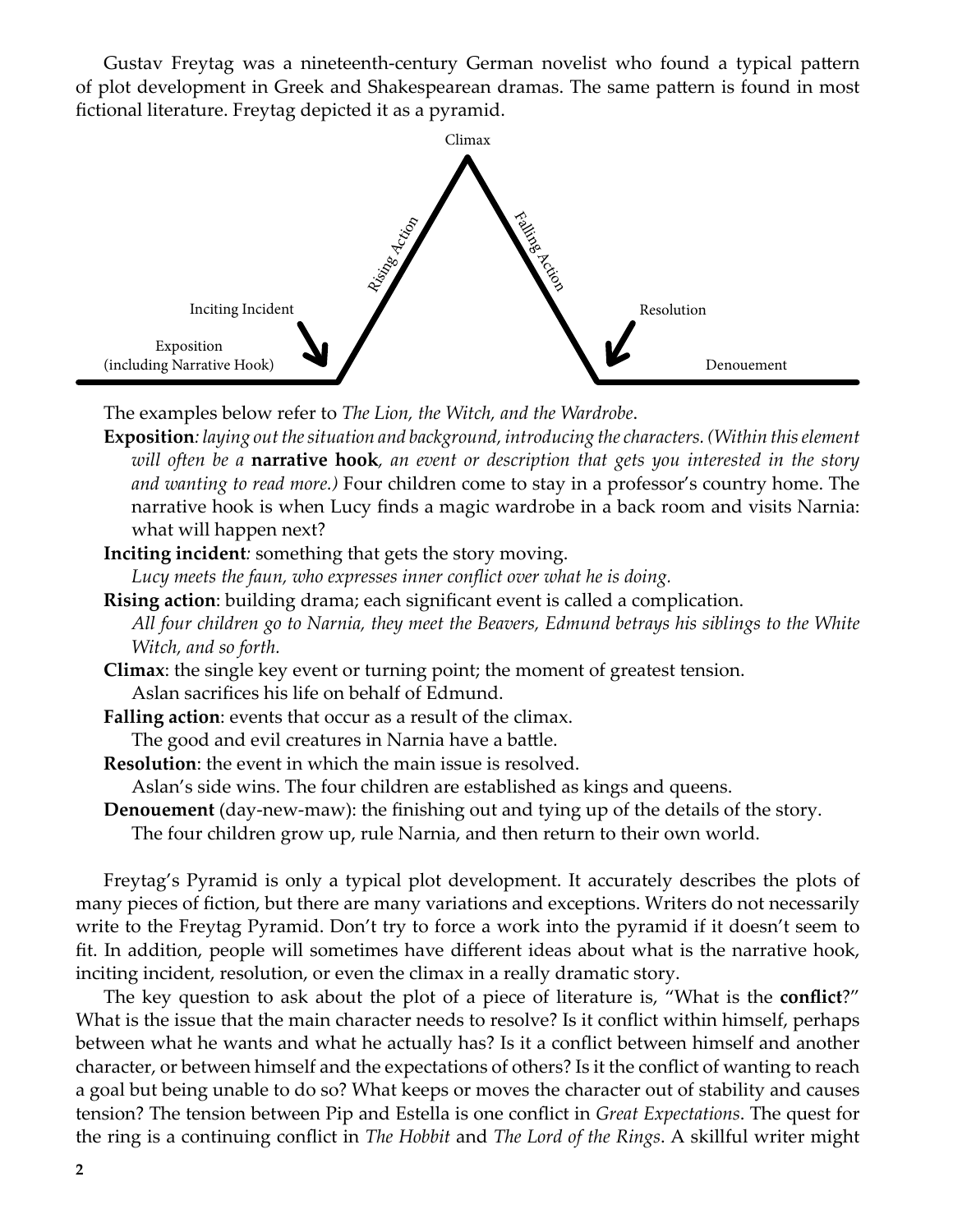Gustav Freytag was a nineteenth-century German novelist who found a typical pattern of plot development in Greek and Shakespearean dramas. The same pattern is found in most fictional literature. Freytag depicted it as a pyramid.

Climax

Rising Action

Falling Action

Inciting Incident

Resolution

Exposition
(including Narrative Hook)

Denouement

The examples below refer to *The Lion, the Witch, and the Wardrobe*.

**Exposition***: laying out the situation and background, introducing the characters. (Within this element will often be a* **narrative hook***, an event or description that gets you interested in the story and wanting to read more.)* Four children come to stay in a professor's country home. The narrative hook is when Lucy finds a magic wardrobe in a back room and visits Narnia: what will happen next?

**Inciting incident***:* something that gets the story moving.
*Lucy meets the faun, who expresses inner conflict over what he is doing.*

**Rising action**: building drama; each significant event is called a complication.
*All four children go to Narnia, they meet the Beavers, Edmund betrays his siblings to the White Witch, and so forth.*

**Climax**: the single key event or turning point; the moment of greatest tension.
Aslan sacrifices his life on behalf of Edmund.

**Falling action**: events that occur as a result of the climax.
The good and evil creatures in Narnia have a battle.

**Resolution**: the event in which the main issue is resolved.
Aslan's side wins. The four children are established as kings and queens.

**Denouement** (day-new-maw): the finishing out and tying up of the details of the story.
The four children grow up, rule Narnia, and then return to their own world.

Freytag's Pyramid is only a typical plot development. It accurately describes the plots of many pieces of fiction, but there are many variations and exceptions. Writers do not necessarily write to the Freytag Pyramid. Don't try to force a work into the pyramid if it doesn't seem to fit. In addition, people will sometimes have different ideas about what is the narrative hook, inciting incident, resolution, or even the climax in a really dramatic story.

The key question to ask about the plot of a piece of literature is, "What is the **conflict**?" What is the issue that the main character needs to resolve? Is it conflict within himself, perhaps between what he wants and what he actually has? Is it a conflict between himself and another character, or between himself and the expectations of others? Is it the conflict of wanting to reach a goal but being unable to do so? What keeps or moves the character out of stability and causes tension? The tension between Pip and Estella is one conflict in *Great Expectations*. The quest for the ring is a continuing conflict in *The Hobbit* and *The Lord of the Rings*. A skillful writer might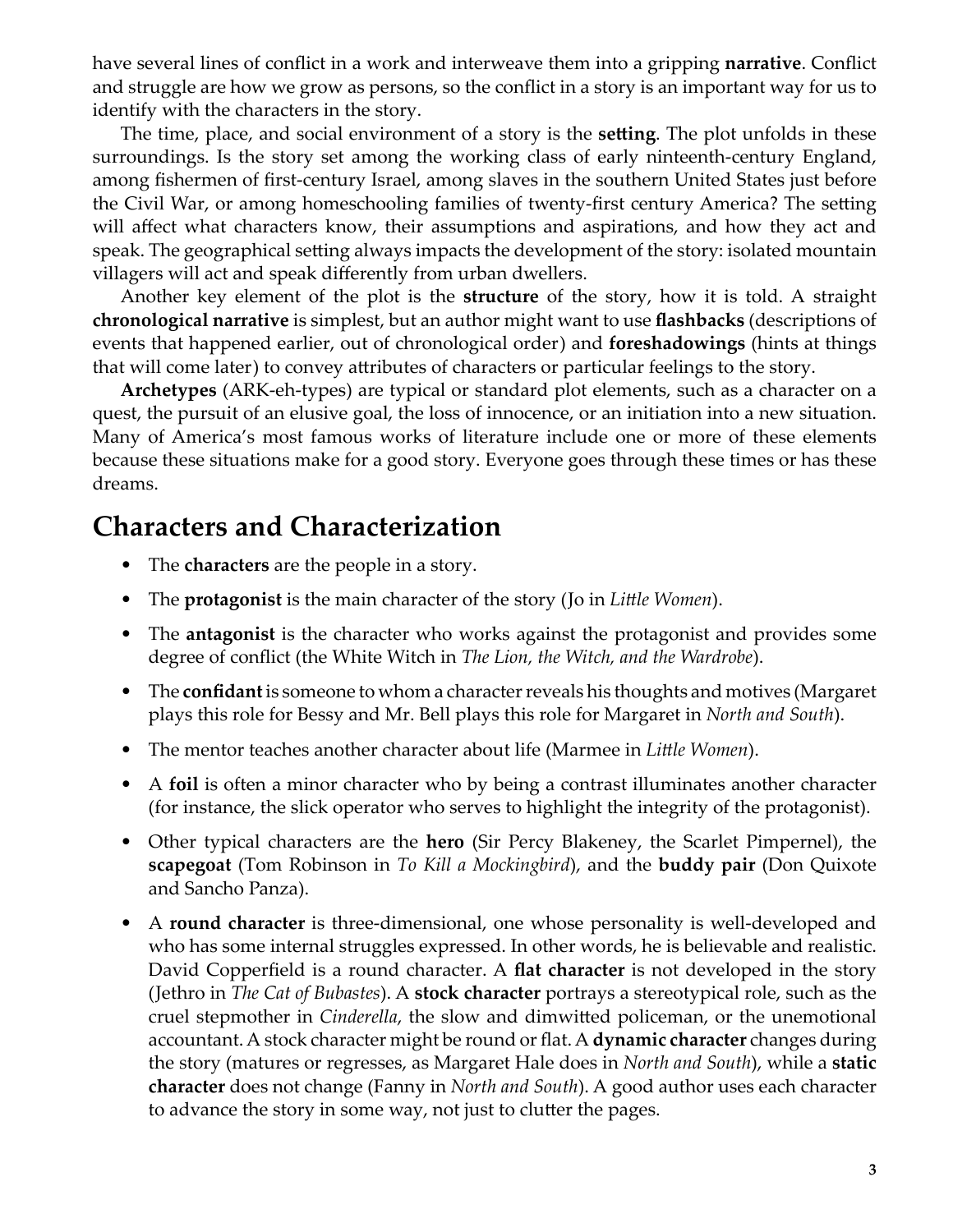have several lines of conflict in a work and interweave them into a gripping **narrative**. Conflict and struggle are how we grow as persons, so the conflict in a story is an important way for us to identify with the characters in the story.

The time, place, and social environment of a story is the **setting**. The plot unfolds in these surroundings. Is the story set among the working class of early ninteenth-century England, among fishermen of first-century Israel, among slaves in the southern United States just before the Civil War, or among homeschooling families of twenty-first century America? The setting will affect what characters know, their assumptions and aspirations, and how they act and speak. The geographical setting always impacts the development of the story: isolated mountain villagers will act and speak differently from urban dwellers.

Another key element of the plot is the **structure** of the story, how it is told. A straight **chronological narrative** is simplest, but an author might want to use **flashbacks** (descriptions of events that happened earlier, out of chronological order) and **foreshadowings** (hints at things that will come later) to convey attributes of characters or particular feelings to the story.

**Archetypes** (ARK-eh-types) are typical or standard plot elements, such as a character on a quest, the pursuit of an elusive goal, the loss of innocence, or an initiation into a new situation. Many of America's most famous works of literature include one or more of these elements because these situations make for a good story. Everyone goes through these times or has these dreams.

## Characters and Characterization

- The **characters** are the people in a story.
- The **protagonist** is the main character of the story (Jo in *Little Women*).
- The **antagonist** is the character who works against the protagonist and provides some degree of conflict (the White Witch in *The Lion, the Witch, and the Wardrobe*).
- The **confidant** is someone to whom a character reveals his thoughts and motives (Margaret plays this role for Bessy and Mr. Bell plays this role for Margaret in *North and South*).
- The mentor teaches another character about life (Marmee in *Little Women*).
- A **foil** is often a minor character who by being a contrast illuminates another character (for instance, the slick operator who serves to highlight the integrity of the protagonist).
- Other typical characters are the **hero** (Sir Percy Blakeney, the Scarlet Pimpernel), the **scapegoat** (Tom Robinson in *To Kill a Mockingbird*), and the **buddy pair** (Don Quixote and Sancho Panza).
- A **round character** is three-dimensional, one whose personality is well-developed and who has some internal struggles expressed. In other words, he is believable and realistic. David Copperfield is a round character. A **flat character** is not developed in the story (Jethro in *The Cat of Bubastes*). A **stock character** portrays a stereotypical role, such as the cruel stepmother in *Cinderella*, the slow and dimwitted policeman, or the unemotional accountant. A stock character might be round or flat. A **dynamic character** changes during the story (matures or regresses, as Margaret Hale does in *North and South*), while a **static character** does not change (Fanny in *North and South*). A good author uses each character to advance the story in some way, not just to clutter the pages.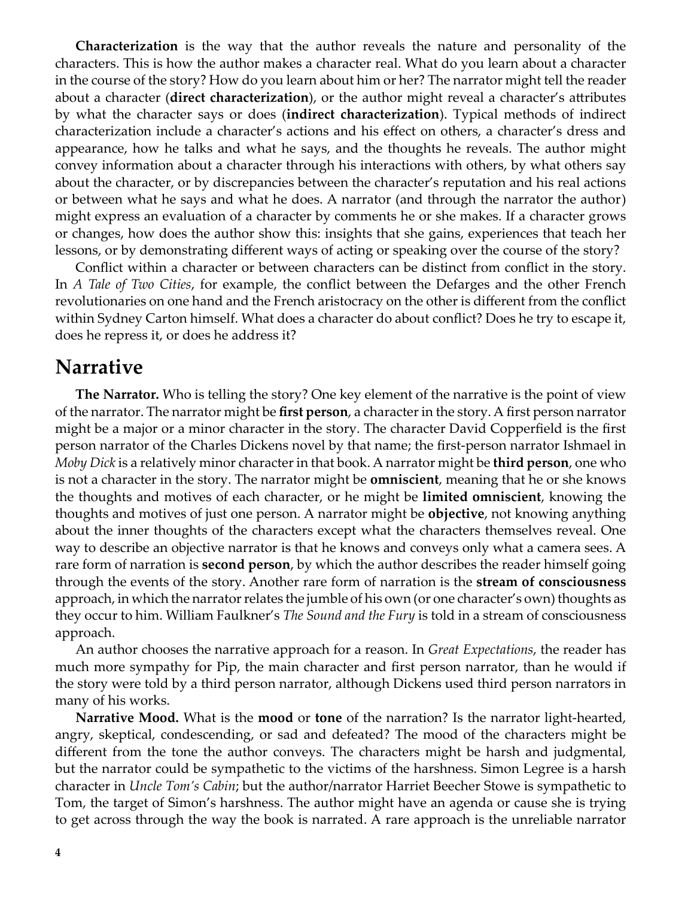**Characterization** is the way that the author reveals the nature and personality of the characters. This is how the author makes a character real. What do you learn about a character in the course of the story? How do you learn about him or her? The narrator might tell the reader about a character (**direct characterization**), or the author might reveal a character's attributes by what the character says or does (**indirect characterization**). Typical methods of indirect characterization include a character's actions and his effect on others, a character's dress and appearance, how he talks and what he says, and the thoughts he reveals. The author might convey information about a character through his interactions with others, by what others say about the character, or by discrepancies between the character's reputation and his real actions or between what he says and what he does. A narrator (and through the narrator the author) might express an evaluation of a character by comments he or she makes. If a character grows or changes, how does the author show this: insights that she gains, experiences that teach her lessons, or by demonstrating different ways of acting or speaking over the course of the story?

Conflict within a character or between characters can be distinct from conflict in the story. In *A Tale of Two Cities*, for example, the conflict between the Defarges and the other French revolutionaries on one hand and the French aristocracy on the other is different from the conflict within Sydney Carton himself. What does a character do about conflict? Does he try to escape it, does he repress it, or does he address it?

## Narrative

**The Narrator.** Who is telling the story? One key element of the narrative is the point of view of the narrator. The narrator might be **first person**, a character in the story. A first person narrator might be a major or a minor character in the story. The character David Copperfield is the first person narrator of the Charles Dickens novel by that name; the first-person narrator Ishmael in *Moby Dick* is a relatively minor character in that book. A narrator might be **third person**, one who is not a character in the story. The narrator might be **omniscient**, meaning that he or she knows the thoughts and motives of each character, or he might be **limited omniscient**, knowing the thoughts and motives of just one person. A narrator might be **objective**, not knowing anything about the inner thoughts of the characters except what the characters themselves reveal. One way to describe an objective narrator is that he knows and conveys only what a camera sees. A rare form of narration is **second person**, by which the author describes the reader himself going through the events of the story. Another rare form of narration is the **stream of consciousness** approach, in which the narrator relates the jumble of his own (or one character's own) thoughts as they occur to him. William Faulkner's *The Sound and the Fury* is told in a stream of consciousness approach.

An author chooses the narrative approach for a reason. In *Great Expectations*, the reader has much more sympathy for Pip, the main character and first person narrator, than he would if the story were told by a third person narrator, although Dickens used third person narrators in many of his works.

**Narrative Mood.** What is the **mood** or **tone** of the narration? Is the narrator light-hearted, angry, skeptical, condescending, or sad and defeated? The mood of the characters might be different from the tone the author conveys. The characters might be harsh and judgmental, but the narrator could be sympathetic to the victims of the harshness. Simon Legree is a harsh character in *Uncle Tom's Cabin*; but the author/narrator Harriet Beecher Stowe is sympathetic to Tom, the target of Simon's harshness. The author might have an agenda or cause she is trying to get across through the way the book is narrated. A rare approach is the unreliable narrator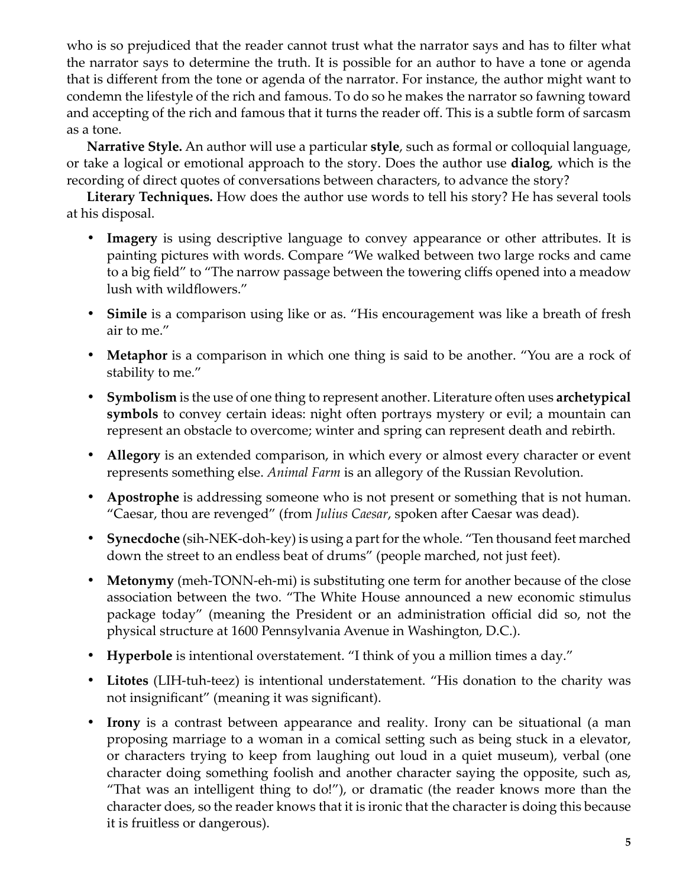who is so prejudiced that the reader cannot trust what the narrator says and has to filter what the narrator says to determine the truth. It is possible for an author to have a tone or agenda that is different from the tone or agenda of the narrator. For instance, the author might want to condemn the lifestyle of the rich and famous. To do so he makes the narrator so fawning toward and accepting of the rich and famous that it turns the reader off. This is a subtle form of sarcasm as a tone.

**Narrative Style.** An author will use a particular **style**, such as formal or colloquial language, or take a logical or emotional approach to the story. Does the author use **dialog**, which is the recording of direct quotes of conversations between characters, to advance the story?

**Literary Techniques.** How does the author use words to tell his story? He has several tools at his disposal.

- **Imagery** is using descriptive language to convey appearance or other attributes. It is painting pictures with words. Compare "We walked between two large rocks and came to a big field" to "The narrow passage between the towering cliffs opened into a meadow lush with wildflowers."
- **Simile** is a comparison using like or as. "His encouragement was like a breath of fresh air to me."
- **Metaphor** is a comparison in which one thing is said to be another. "You are a rock of stability to me."
- **Symbolism** is the use of one thing to represent another. Literature often uses **archetypical symbols** to convey certain ideas: night often portrays mystery or evil; a mountain can represent an obstacle to overcome; winter and spring can represent death and rebirth.
- **Allegory** is an extended comparison, in which every or almost every character or event represents something else. *Animal Farm* is an allegory of the Russian Revolution.
- **Apostrophe** is addressing someone who is not present or something that is not human. "Caesar, thou are revenged" (from *Julius Caesar*, spoken after Caesar was dead).
- **Synecdoche** (sih-NEK-doh-key) is using a part for the whole. "Ten thousand feet marched down the street to an endless beat of drums" (people marched, not just feet).
- **Metonymy** (meh-TONN-eh-mi) is substituting one term for another because of the close association between the two. "The White House announced a new economic stimulus package today" (meaning the President or an administration official did so, not the physical structure at 1600 Pennsylvania Avenue in Washington, D.C.).
- **Hyperbole** is intentional overstatement. "I think of you a million times a day."
- **Litotes** (LIH-tuh-teez) is intentional understatement. "His donation to the charity was not insignificant" (meaning it was significant).
- **Irony** is a contrast between appearance and reality. Irony can be situational (a man proposing marriage to a woman in a comical setting such as being stuck in a elevator, or characters trying to keep from laughing out loud in a quiet museum), verbal (one character doing something foolish and another character saying the opposite, such as, "That was an intelligent thing to do!"), or dramatic (the reader knows more than the character does, so the reader knows that it is ironic that the character is doing this because it is fruitless or dangerous).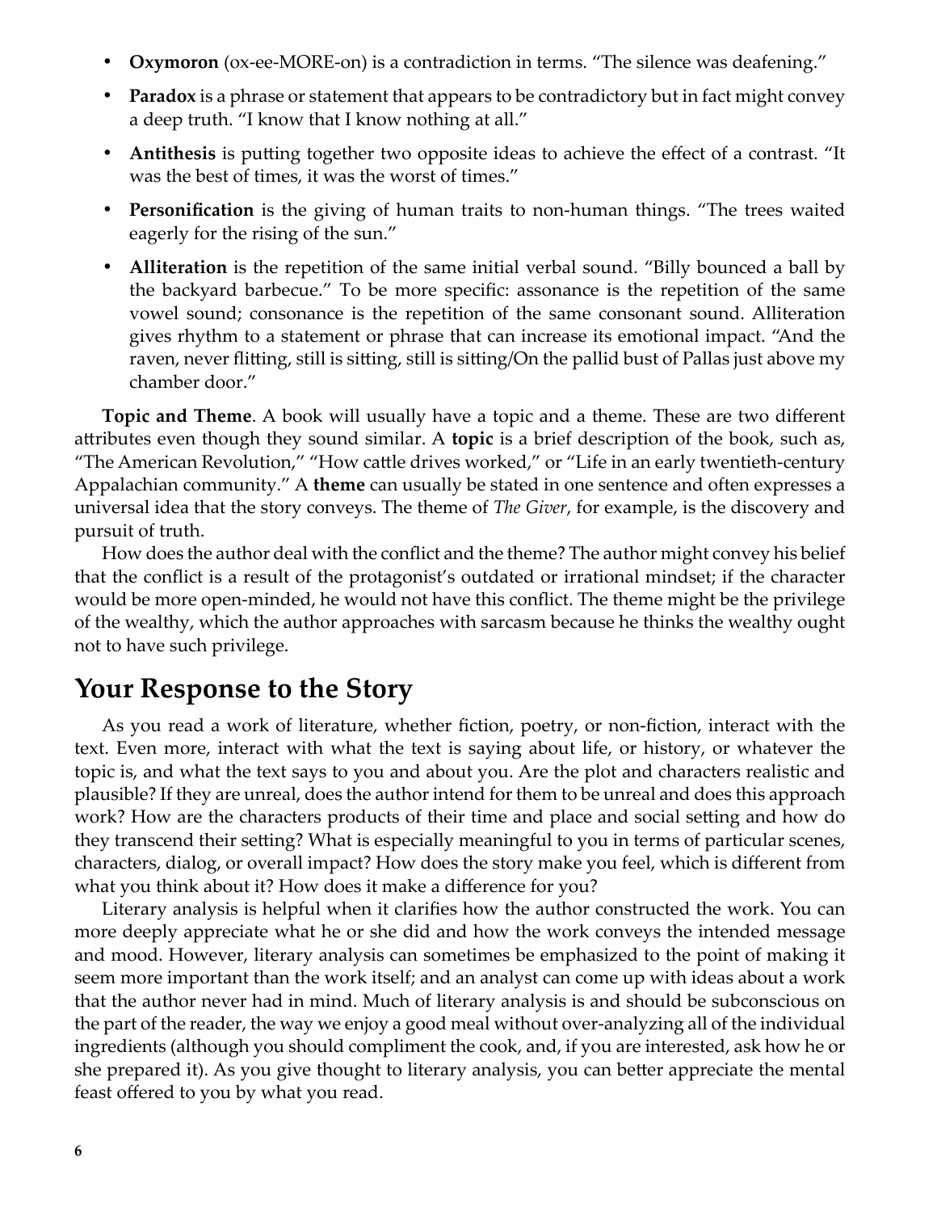- **Oxymoron** (ox-ee-MORE-on) is a contradiction in terms. "The silence was deafening."
- **Paradox** is a phrase or statement that appears to be contradictory but in fact might convey a deep truth. "I know that I know nothing at all."
- **Antithesis** is putting together two opposite ideas to achieve the effect of a contrast. "It was the best of times, it was the worst of times."
- **Personification** is the giving of human traits to non-human things. "The trees waited eagerly for the rising of the sun."
- **Alliteration** is the repetition of the same initial verbal sound. "Billy bounced a ball by the backyard barbecue." To be more specific: assonance is the repetition of the same vowel sound; consonance is the repetition of the same consonant sound. Alliteration gives rhythm to a statement or phrase that can increase its emotional impact. "And the raven, never flitting, still is sitting, still is sitting/On the pallid bust of Pallas just above my chamber door."

**Topic and Theme**. A book will usually have a topic and a theme. These are two different attributes even though they sound similar. A **topic** is a brief description of the book, such as, "The American Revolution," "How cattle drives worked," or "Life in an early twentieth-century Appalachian community." A **theme** can usually be stated in one sentence and often expresses a universal idea that the story conveys. The theme of *The Giver*, for example, is the discovery and pursuit of truth.

How does the author deal with the conflict and the theme? The author might convey his belief that the conflict is a result of the protagonist's outdated or irrational mindset; if the character would be more open-minded, he would not have this conflict. The theme might be the privilege of the wealthy, which the author approaches with sarcasm because he thinks the wealthy ought not to have such privilege.

## Your Response to the Story

As you read a work of literature, whether fiction, poetry, or non-fiction, interact with the text. Even more, interact with what the text is saying about life, or history, or whatever the topic is, and what the text says to you and about you. Are the plot and characters realistic and plausible? If they are unreal, does the author intend for them to be unreal and does this approach work? How are the characters products of their time and place and social setting and how do they transcend their setting? What is especially meaningful to you in terms of particular scenes, characters, dialog, or overall impact? How does the story make you feel, which is different from what you think about it? How does it make a difference for you?

Literary analysis is helpful when it clarifies how the author constructed the work. You can more deeply appreciate what he or she did and how the work conveys the intended message and mood. However, literary analysis can sometimes be emphasized to the point of making it seem more important than the work itself; and an analyst can come up with ideas about a work that the author never had in mind. Much of literary analysis is and should be subconscious on the part of the reader, the way we enjoy a good meal without over-analyzing all of the individual ingredients (although you should compliment the cook, and, if you are interested, ask how he or she prepared it). As you give thought to literary analysis, you can better appreciate the mental feast offered to you by what you read.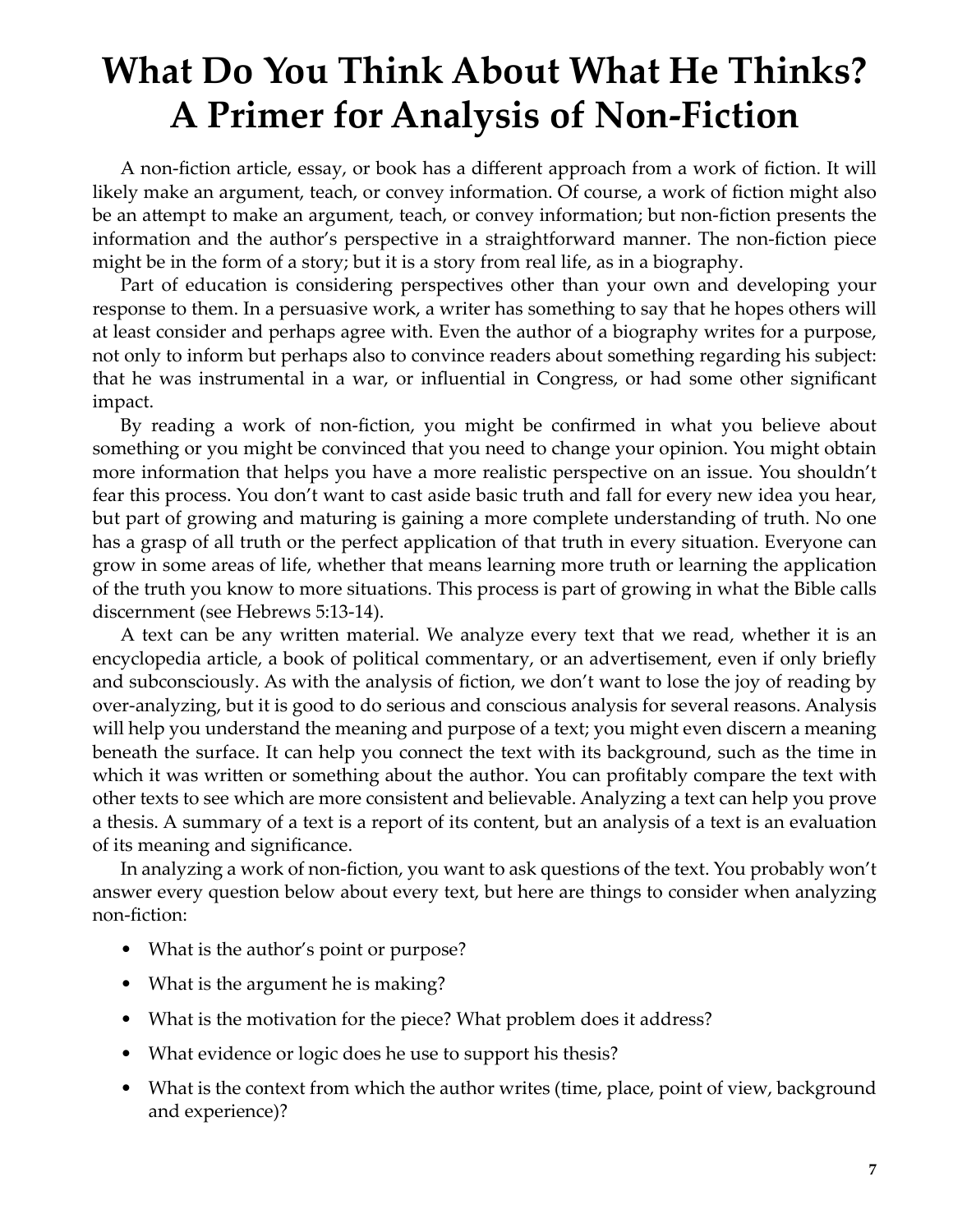# What Do You Think About What He Thinks? A Primer for Analysis of Non-Fiction

A non-fiction article, essay, or book has a different approach from a work of fiction. It will likely make an argument, teach, or convey information. Of course, a work of fiction might also be an attempt to make an argument, teach, or convey information; but non-fiction presents the information and the author's perspective in a straightforward manner. The non-fiction piece might be in the form of a story; but it is a story from real life, as in a biography.

Part of education is considering perspectives other than your own and developing your response to them. In a persuasive work, a writer has something to say that he hopes others will at least consider and perhaps agree with. Even the author of a biography writes for a purpose, not only to inform but perhaps also to convince readers about something regarding his subject: that he was instrumental in a war, or influential in Congress, or had some other significant impact.

By reading a work of non-fiction, you might be confirmed in what you believe about something or you might be convinced that you need to change your opinion. You might obtain more information that helps you have a more realistic perspective on an issue. You shouldn't fear this process. You don't want to cast aside basic truth and fall for every new idea you hear, but part of growing and maturing is gaining a more complete understanding of truth. No one has a grasp of all truth or the perfect application of that truth in every situation. Everyone can grow in some areas of life, whether that means learning more truth or learning the application of the truth you know to more situations. This process is part of growing in what the Bible calls discernment (see Hebrews 5:13-14).

A text can be any written material. We analyze every text that we read, whether it is an encyclopedia article, a book of political commentary, or an advertisement, even if only briefly and subconsciously. As with the analysis of fiction, we don't want to lose the joy of reading by over-analyzing, but it is good to do serious and conscious analysis for several reasons. Analysis will help you understand the meaning and purpose of a text; you might even discern a meaning beneath the surface. It can help you connect the text with its background, such as the time in which it was written or something about the author. You can profitably compare the text with other texts to see which are more consistent and believable. Analyzing a text can help you prove a thesis. A summary of a text is a report of its content, but an analysis of a text is an evaluation of its meaning and significance.

In analyzing a work of non-fiction, you want to ask questions of the text. You probably won't answer every question below about every text, but here are things to consider when analyzing non-fiction:

- What is the author's point or purpose?
- What is the argument he is making?
- What is the motivation for the piece? What problem does it address?
- What evidence or logic does he use to support his thesis?
- What is the context from which the author writes (time, place, point of view, background and experience)?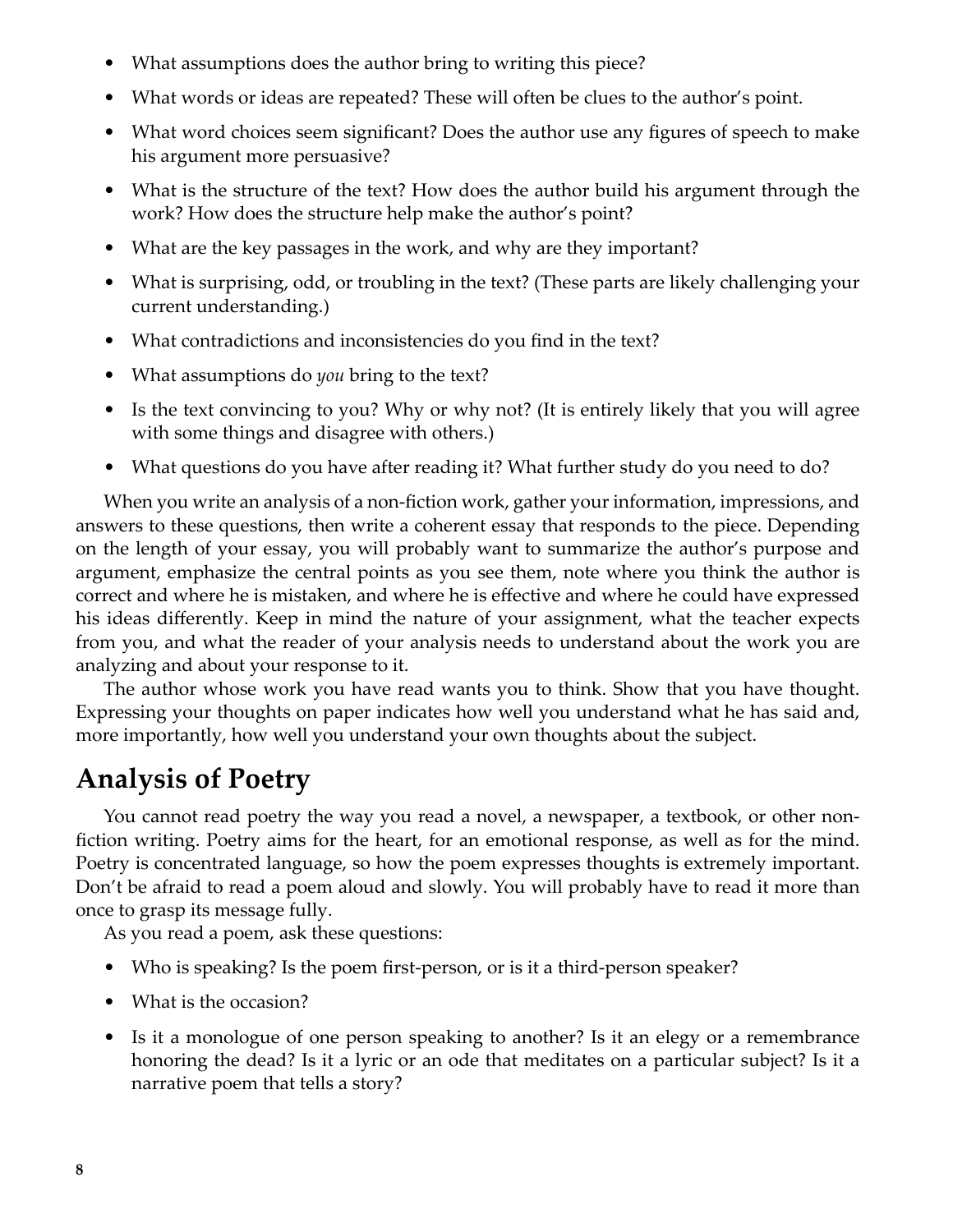- What assumptions does the author bring to writing this piece?
- What words or ideas are repeated? These will often be clues to the author's point.
- What word choices seem significant? Does the author use any figures of speech to make his argument more persuasive?
- What is the structure of the text? How does the author build his argument through the work? How does the structure help make the author's point?
- What are the key passages in the work, and why are they important?
- What is surprising, odd, or troubling in the text? (These parts are likely challenging your current understanding.)
- What contradictions and inconsistencies do you find in the text?
- What assumptions do *you* bring to the text?
- Is the text convincing to you? Why or why not? (It is entirely likely that you will agree with some things and disagree with others.)
- What questions do you have after reading it? What further study do you need to do?

When you write an analysis of a non-fiction work, gather your information, impressions, and answers to these questions, then write a coherent essay that responds to the piece. Depending on the length of your essay, you will probably want to summarize the author's purpose and argument, emphasize the central points as you see them, note where you think the author is correct and where he is mistaken, and where he is effective and where he could have expressed his ideas differently. Keep in mind the nature of your assignment, what the teacher expects from you, and what the reader of your analysis needs to understand about the work you are analyzing and about your response to it.

The author whose work you have read wants you to think. Show that you have thought. Expressing your thoughts on paper indicates how well you understand what he has said and, more importantly, how well you understand your own thoughts about the subject.

## Analysis of Poetry

You cannot read poetry the way you read a novel, a newspaper, a textbook, or other non-fiction writing. Poetry aims for the heart, for an emotional response, as well as for the mind. Poetry is concentrated language, so how the poem expresses thoughts is extremely important. Don't be afraid to read a poem aloud and slowly. You will probably have to read it more than once to grasp its message fully.

As you read a poem, ask these questions:

- Who is speaking? Is the poem first-person, or is it a third-person speaker?
- What is the occasion?
- Is it a monologue of one person speaking to another? Is it an elegy or a remembrance honoring the dead? Is it a lyric or an ode that meditates on a particular subject? Is it a narrative poem that tells a story?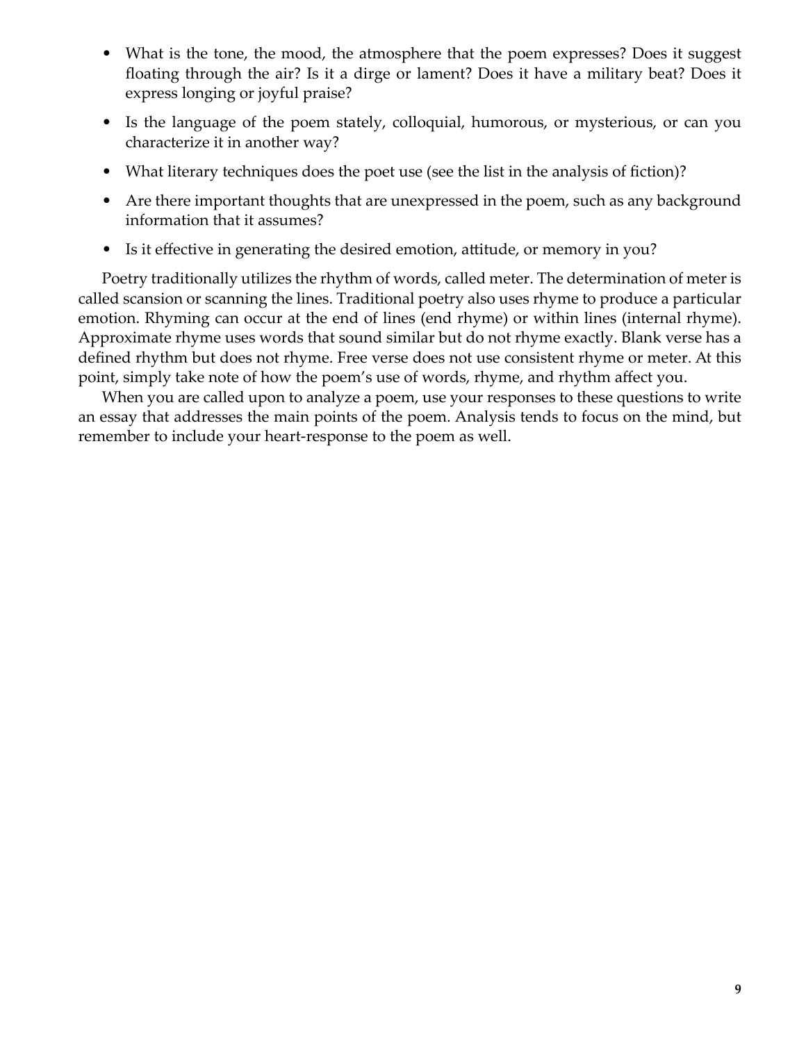- What is the tone, the mood, the atmosphere that the poem expresses? Does it suggest floating through the air? Is it a dirge or lament? Does it have a military beat? Does it express longing or joyful praise?
- Is the language of the poem stately, colloquial, humorous, or mysterious, or can you characterize it in another way?
- What literary techniques does the poet use (see the list in the analysis of fiction)?
- Are there important thoughts that are unexpressed in the poem, such as any background information that it assumes?
- Is it effective in generating the desired emotion, attitude, or memory in you?

Poetry traditionally utilizes the rhythm of words, called meter. The determination of meter is called scansion or scanning the lines. Traditional poetry also uses rhyme to produce a particular emotion. Rhyming can occur at the end of lines (end rhyme) or within lines (internal rhyme). Approximate rhyme uses words that sound similar but do not rhyme exactly. Blank verse has a defined rhythm but does not rhyme. Free verse does not use consistent rhyme or meter. At this point, simply take note of how the poem's use of words, rhyme, and rhythm affect you.

When you are called upon to analyze a poem, use your responses to these questions to write an essay that addresses the main points of the poem. Analysis tends to focus on the mind, but remember to include your heart-response to the poem as well.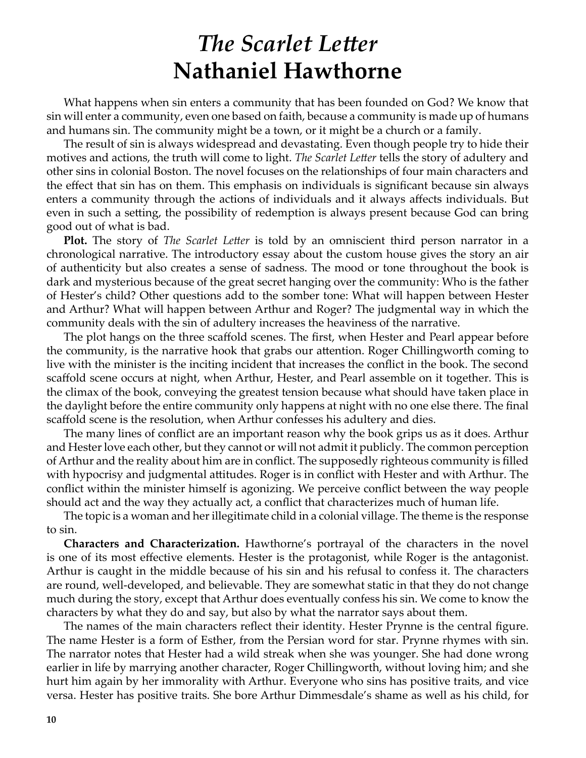# *The Scarlet Letter*
# Nathaniel Hawthorne

What happens when sin enters a community that has been founded on God? We know that sin will enter a community, even one based on faith, because a community is made up of humans and humans sin. The community might be a town, or it might be a church or a family.

The result of sin is always widespread and devastating. Even though people try to hide their motives and actions, the truth will come to light. *The Scarlet Letter* tells the story of adultery and other sins in colonial Boston. The novel focuses on the relationships of four main characters and the effect that sin has on them. This emphasis on individuals is significant because sin always enters a community through the actions of individuals and it always affects individuals. But even in such a setting, the possibility of redemption is always present because God can bring good out of what is bad.

**Plot.** The story of *The Scarlet Letter* is told by an omniscient third person narrator in a chronological narrative. The introductory essay about the custom house gives the story an air of authenticity but also creates a sense of sadness. The mood or tone throughout the book is dark and mysterious because of the great secret hanging over the community: Who is the father of Hester's child? Other questions add to the somber tone: What will happen between Hester and Arthur? What will happen between Arthur and Roger? The judgmental way in which the community deals with the sin of adultery increases the heaviness of the narrative.

The plot hangs on the three scaffold scenes. The first, when Hester and Pearl appear before the community, is the narrative hook that grabs our attention. Roger Chillingworth coming to live with the minister is the inciting incident that increases the conflict in the book. The second scaffold scene occurs at night, when Arthur, Hester, and Pearl assemble on it together. This is the climax of the book, conveying the greatest tension because what should have taken place in the daylight before the entire community only happens at night with no one else there. The final scaffold scene is the resolution, when Arthur confesses his adultery and dies.

The many lines of conflict are an important reason why the book grips us as it does. Arthur and Hester love each other, but they cannot or will not admit it publicly. The common perception of Arthur and the reality about him are in conflict. The supposedly righteous community is filled with hypocrisy and judgmental attitudes. Roger is in conflict with Hester and with Arthur. The conflict within the minister himself is agonizing. We perceive conflict between the way people should act and the way they actually act, a conflict that characterizes much of human life.

The topic is a woman and her illegitimate child in a colonial village. The theme is the response to sin.

**Characters and Characterization.** Hawthorne's portrayal of the characters in the novel is one of its most effective elements. Hester is the protagonist, while Roger is the antagonist. Arthur is caught in the middle because of his sin and his refusal to confess it. The characters are round, well-developed, and believable. They are somewhat static in that they do not change much during the story, except that Arthur does eventually confess his sin. We come to know the characters by what they do and say, but also by what the narrator says about them.

The names of the main characters reflect their identity. Hester Prynne is the central figure. The name Hester is a form of Esther, from the Persian word for star. Prynne rhymes with sin. The narrator notes that Hester had a wild streak when she was younger. She had done wrong earlier in life by marrying another character, Roger Chillingworth, without loving him; and she hurt him again by her immorality with Arthur. Everyone who sins has positive traits, and vice versa. Hester has positive traits. She bore Arthur Dimmesdale's shame as well as his child, for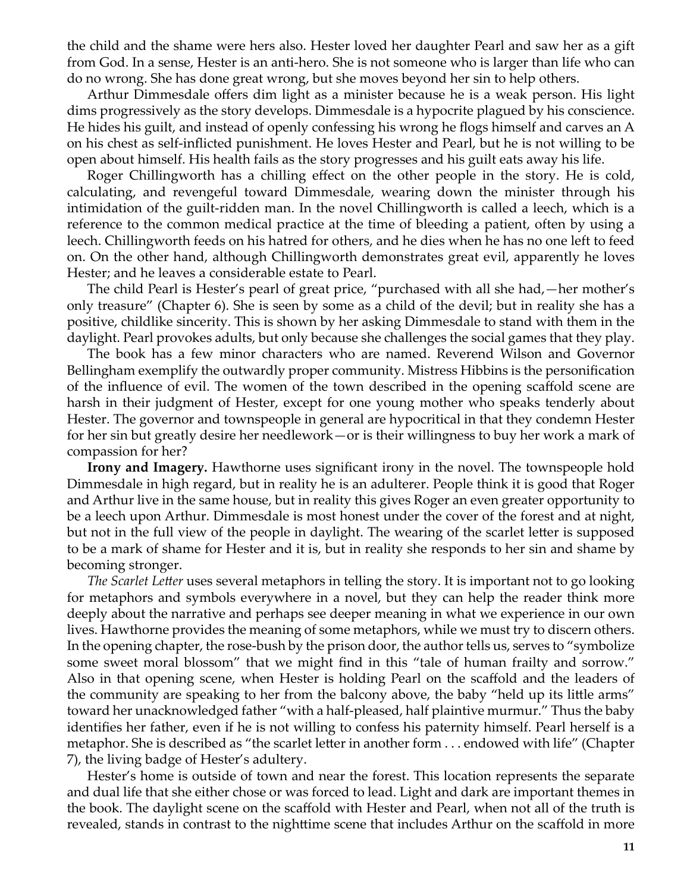the child and the shame were hers also. Hester loved her daughter Pearl and saw her as a gift from God. In a sense, Hester is an anti-hero. She is not someone who is larger than life who can do no wrong. She has done great wrong, but she moves beyond her sin to help others.

Arthur Dimmesdale offers dim light as a minister because he is a weak person. His light dims progressively as the story develops. Dimmesdale is a hypocrite plagued by his conscience. He hides his guilt, and instead of openly confessing his wrong he flogs himself and carves an A on his chest as self-inflicted punishment. He loves Hester and Pearl, but he is not willing to be open about himself. His health fails as the story progresses and his guilt eats away his life.

Roger Chillingworth has a chilling effect on the other people in the story. He is cold, calculating, and revengeful toward Dimmesdale, wearing down the minister through his intimidation of the guilt-ridden man. In the novel Chillingworth is called a leech, which is a reference to the common medical practice at the time of bleeding a patient, often by using a leech. Chillingworth feeds on his hatred for others, and he dies when he has no one left to feed on. On the other hand, although Chillingworth demonstrates great evil, apparently he loves Hester; and he leaves a considerable estate to Pearl.

The child Pearl is Hester's pearl of great price, "purchased with all she had,—her mother's only treasure" (Chapter 6). She is seen by some as a child of the devil; but in reality she has a positive, childlike sincerity. This is shown by her asking Dimmesdale to stand with them in the daylight. Pearl provokes adults, but only because she challenges the social games that they play.

The book has a few minor characters who are named. Reverend Wilson and Governor Bellingham exemplify the outwardly proper community. Mistress Hibbins is the personification of the influence of evil. The women of the town described in the opening scaffold scene are harsh in their judgment of Hester, except for one young mother who speaks tenderly about Hester. The governor and townspeople in general are hypocritical in that they condemn Hester for her sin but greatly desire her needlework—or is their willingness to buy her work a mark of compassion for her?

**Irony and Imagery.** Hawthorne uses significant irony in the novel. The townspeople hold Dimmesdale in high regard, but in reality he is an adulterer. People think it is good that Roger and Arthur live in the same house, but in reality this gives Roger an even greater opportunity to be a leech upon Arthur. Dimmesdale is most honest under the cover of the forest and at night, but not in the full view of the people in daylight. The wearing of the scarlet letter is supposed to be a mark of shame for Hester and it is, but in reality she responds to her sin and shame by becoming stronger.

*The Scarlet Letter* uses several metaphors in telling the story. It is important not to go looking for metaphors and symbols everywhere in a novel, but they can help the reader think more deeply about the narrative and perhaps see deeper meaning in what we experience in our own lives. Hawthorne provides the meaning of some metaphors, while we must try to discern others. In the opening chapter, the rose-bush by the prison door, the author tells us, serves to "symbolize some sweet moral blossom" that we might find in this "tale of human frailty and sorrow." Also in that opening scene, when Hester is holding Pearl on the scaffold and the leaders of the community are speaking to her from the balcony above, the baby "held up its little arms" toward her unacknowledged father "with a half-pleased, half plaintive murmur." Thus the baby identifies her father, even if he is not willing to confess his paternity himself. Pearl herself is a metaphor. She is described as "the scarlet letter in another form . . . endowed with life" (Chapter 7), the living badge of Hester's adultery.

Hester's home is outside of town and near the forest. This location represents the separate and dual life that she either chose or was forced to lead. Light and dark are important themes in the book. The daylight scene on the scaffold with Hester and Pearl, when not all of the truth is revealed, stands in contrast to the nighttime scene that includes Arthur on the scaffold in more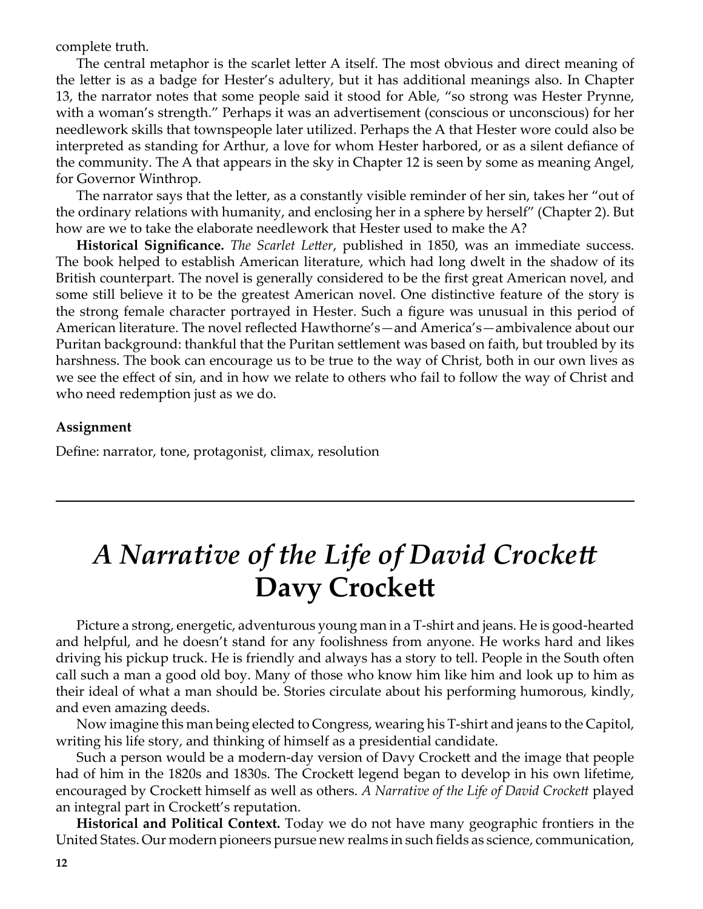complete truth.

The central metaphor is the scarlet letter A itself. The most obvious and direct meaning of the letter is as a badge for Hester's adultery, but it has additional meanings also. In Chapter 13, the narrator notes that some people said it stood for Able, "so strong was Hester Prynne, with a woman's strength." Perhaps it was an advertisement (conscious or unconscious) for her needlework skills that townspeople later utilized. Perhaps the A that Hester wore could also be interpreted as standing for Arthur, a love for whom Hester harbored, or as a silent defiance of the community. The A that appears in the sky in Chapter 12 is seen by some as meaning Angel, for Governor Winthrop.

The narrator says that the letter, as a constantly visible reminder of her sin, takes her "out of the ordinary relations with humanity, and enclosing her in a sphere by herself" (Chapter 2). But how are we to take the elaborate needlework that Hester used to make the A?

**Historical Significance.** *The Scarlet Letter*, published in 1850, was an immediate success. The book helped to establish American literature, which had long dwelt in the shadow of its British counterpart. The novel is generally considered to be the first great American novel, and some still believe it to be the greatest American novel. One distinctive feature of the story is the strong female character portrayed in Hester. Such a figure was unusual in this period of American literature. The novel reflected Hawthorne's—and America's—ambivalence about our Puritan background: thankful that the Puritan settlement was based on faith, but troubled by its harshness. The book can encourage us to be true to the way of Christ, both in our own lives as we see the effect of sin, and in how we relate to others who fail to follow the way of Christ and who need redemption just as we do.

**Assignment**

Define: narrator, tone, protagonist, climax, resolution

---

# *A Narrative of the Life of David Crockett*
# Davy Crockett

Picture a strong, energetic, adventurous young man in a T-shirt and jeans. He is good-hearted and helpful, and he doesn't stand for any foolishness from anyone. He works hard and likes driving his pickup truck. He is friendly and always has a story to tell. People in the South often call such a man a good old boy. Many of those who know him like him and look up to him as their ideal of what a man should be. Stories circulate about his performing humorous, kindly, and even amazing deeds.

Now imagine this man being elected to Congress, wearing his T-shirt and jeans to the Capitol, writing his life story, and thinking of himself as a presidential candidate.

Such a person would be a modern-day version of Davy Crockett and the image that people had of him in the 1820s and 1830s. The Crockett legend began to develop in his own lifetime, encouraged by Crockett himself as well as others. *A Narrative of the Life of David Crockett* played an integral part in Crockett's reputation.

**Historical and Political Context.** Today we do not have many geographic frontiers in the United States. Our modern pioneers pursue new realms in such fields as science, communication,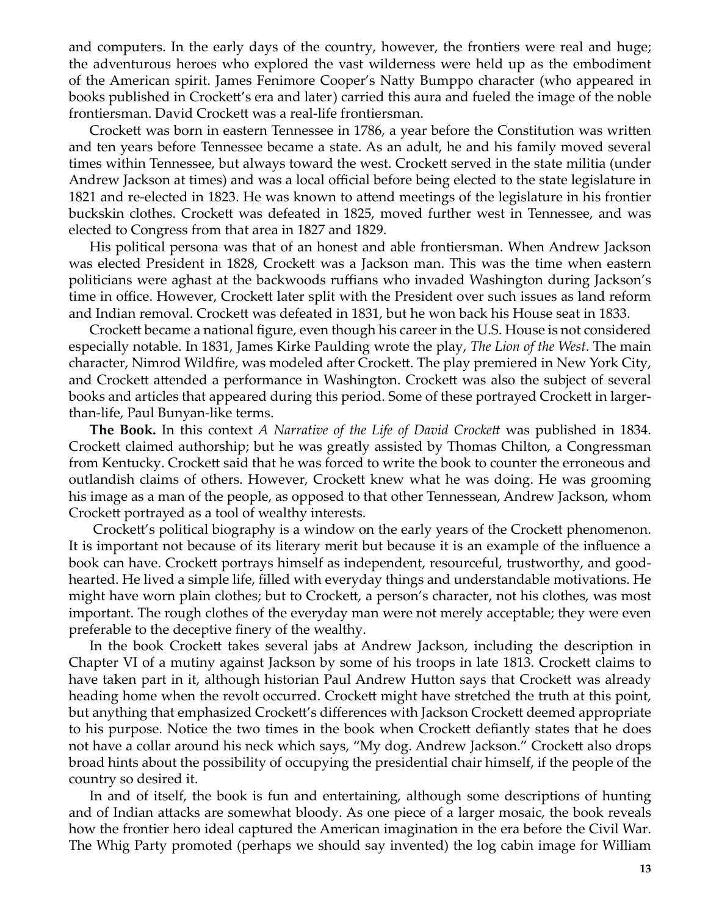and computers. In the early days of the country, however, the frontiers were real and huge; the adventurous heroes who explored the vast wilderness were held up as the embodiment of the American spirit. James Fenimore Cooper's Natty Bumppo character (who appeared in books published in Crockett's era and later) carried this aura and fueled the image of the noble frontiersman. David Crockett was a real-life frontiersman.

Crockett was born in eastern Tennessee in 1786, a year before the Constitution was written and ten years before Tennessee became a state. As an adult, he and his family moved several times within Tennessee, but always toward the west. Crockett served in the state militia (under Andrew Jackson at times) and was a local official before being elected to the state legislature in 1821 and re-elected in 1823. He was known to attend meetings of the legislature in his frontier buckskin clothes. Crockett was defeated in 1825, moved further west in Tennessee, and was elected to Congress from that area in 1827 and 1829.

His political persona was that of an honest and able frontiersman. When Andrew Jackson was elected President in 1828, Crockett was a Jackson man. This was the time when eastern politicians were aghast at the backwoods ruffians who invaded Washington during Jackson's time in office. However, Crockett later split with the President over such issues as land reform and Indian removal. Crockett was defeated in 1831, but he won back his House seat in 1833.

Crockett became a national figure, even though his career in the U.S. House is not considered especially notable. In 1831, James Kirke Paulding wrote the play, *The Lion of the West*. The main character, Nimrod Wildfire, was modeled after Crockett. The play premiered in New York City, and Crockett attended a performance in Washington. Crockett was also the subject of several books and articles that appeared during this period. Some of these portrayed Crockett in larger-than-life, Paul Bunyan-like terms.

**The Book.** In this context *A Narrative of the Life of David Crockett* was published in 1834. Crockett claimed authorship; but he was greatly assisted by Thomas Chilton, a Congressman from Kentucky. Crockett said that he was forced to write the book to counter the erroneous and outlandish claims of others. However, Crockett knew what he was doing. He was grooming his image as a man of the people, as opposed to that other Tennessean, Andrew Jackson, whom Crockett portrayed as a tool of wealthy interests.

Crockett's political biography is a window on the early years of the Crockett phenomenon. It is important not because of its literary merit but because it is an example of the influence a book can have. Crockett portrays himself as independent, resourceful, trustworthy, and good-hearted. He lived a simple life, filled with everyday things and understandable motivations. He might have worn plain clothes; but to Crockett, a person's character, not his clothes, was most important. The rough clothes of the everyday man were not merely acceptable; they were even preferable to the deceptive finery of the wealthy.

In the book Crockett takes several jabs at Andrew Jackson, including the description in Chapter VI of a mutiny against Jackson by some of his troops in late 1813. Crockett claims to have taken part in it, although historian Paul Andrew Hutton says that Crockett was already heading home when the revolt occurred. Crockett might have stretched the truth at this point, but anything that emphasized Crockett's differences with Jackson Crockett deemed appropriate to his purpose. Notice the two times in the book when Crockett defiantly states that he does not have a collar around his neck which says, "My dog. Andrew Jackson." Crockett also drops broad hints about the possibility of occupying the presidential chair himself, if the people of the country so desired it.

In and of itself, the book is fun and entertaining, although some descriptions of hunting and of Indian attacks are somewhat bloody. As one piece of a larger mosaic, the book reveals how the frontier hero ideal captured the American imagination in the era before the Civil War. The Whig Party promoted (perhaps we should say invented) the log cabin image for William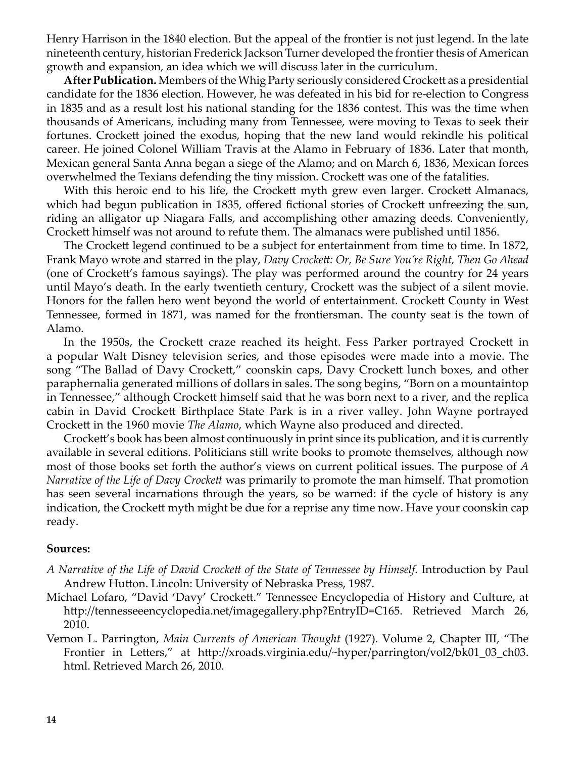Henry Harrison in the 1840 election. But the appeal of the frontier is not just legend. In the late nineteenth century, historian Frederick Jackson Turner developed the frontier thesis of American growth and expansion, an idea which we will discuss later in the curriculum.

**After Publication.** Members of the Whig Party seriously considered Crockett as a presidential candidate for the 1836 election. However, he was defeated in his bid for re-election to Congress in 1835 and as a result lost his national standing for the 1836 contest. This was the time when thousands of Americans, including many from Tennessee, were moving to Texas to seek their fortunes. Crockett joined the exodus, hoping that the new land would rekindle his political career. He joined Colonel William Travis at the Alamo in February of 1836. Later that month, Mexican general Santa Anna began a siege of the Alamo; and on March 6, 1836, Mexican forces overwhelmed the Texians defending the tiny mission. Crockett was one of the fatalities.

With this heroic end to his life, the Crockett myth grew even larger. Crockett Almanacs, which had begun publication in 1835, offered fictional stories of Crockett unfreezing the sun, riding an alligator up Niagara Falls, and accomplishing other amazing deeds. Conveniently, Crockett himself was not around to refute them. The almanacs were published until 1856.

The Crockett legend continued to be a subject for entertainment from time to time. In 1872, Frank Mayo wrote and starred in the play, *Davy Crockett: Or, Be Sure You're Right, Then Go Ahead* (one of Crockett's famous sayings). The play was performed around the country for 24 years until Mayo's death. In the early twentieth century, Crockett was the subject of a silent movie. Honors for the fallen hero went beyond the world of entertainment. Crockett County in West Tennessee, formed in 1871, was named for the frontiersman. The county seat is the town of Alamo.

In the 1950s, the Crockett craze reached its height. Fess Parker portrayed Crockett in a popular Walt Disney television series, and those episodes were made into a movie. The song "The Ballad of Davy Crockett," coonskin caps, Davy Crockett lunch boxes, and other paraphernalia generated millions of dollars in sales. The song begins, "Born on a mountaintop in Tennessee," although Crockett himself said that he was born next to a river, and the replica cabin in David Crockett Birthplace State Park is in a river valley. John Wayne portrayed Crockett in the 1960 movie *The Alamo*, which Wayne also produced and directed.

Crockett's book has been almost continuously in print since its publication, and it is currently available in several editions. Politicians still write books to promote themselves, although now most of those books set forth the author's views on current political issues. The purpose of *A Narrative of the Life of Davy Crockett* was primarily to promote the man himself. That promotion has seen several incarnations through the years, so be warned: if the cycle of history is any indication, the Crockett myth might be due for a reprise any time now. Have your coonskin cap ready.

**Sources:**

*A Narrative of the Life of David Crockett of the State of Tennessee by Himself.* Introduction by Paul Andrew Hutton. Lincoln: University of Nebraska Press, 1987.

Michael Lofaro, "David 'Davy' Crockett." Tennessee Encyclopedia of History and Culture, at http://tennesseeencyclopedia.net/imagegallery.php?EntryID=C165. Retrieved March 26, 2010.

Vernon L. Parrington, *Main Currents of American Thought* (1927). Volume 2, Chapter III, "The Frontier in Letters," at http://xroads.virginia.edu/~hyper/parrington/vol2/bk01_03_ch03.html. Retrieved March 26, 2010.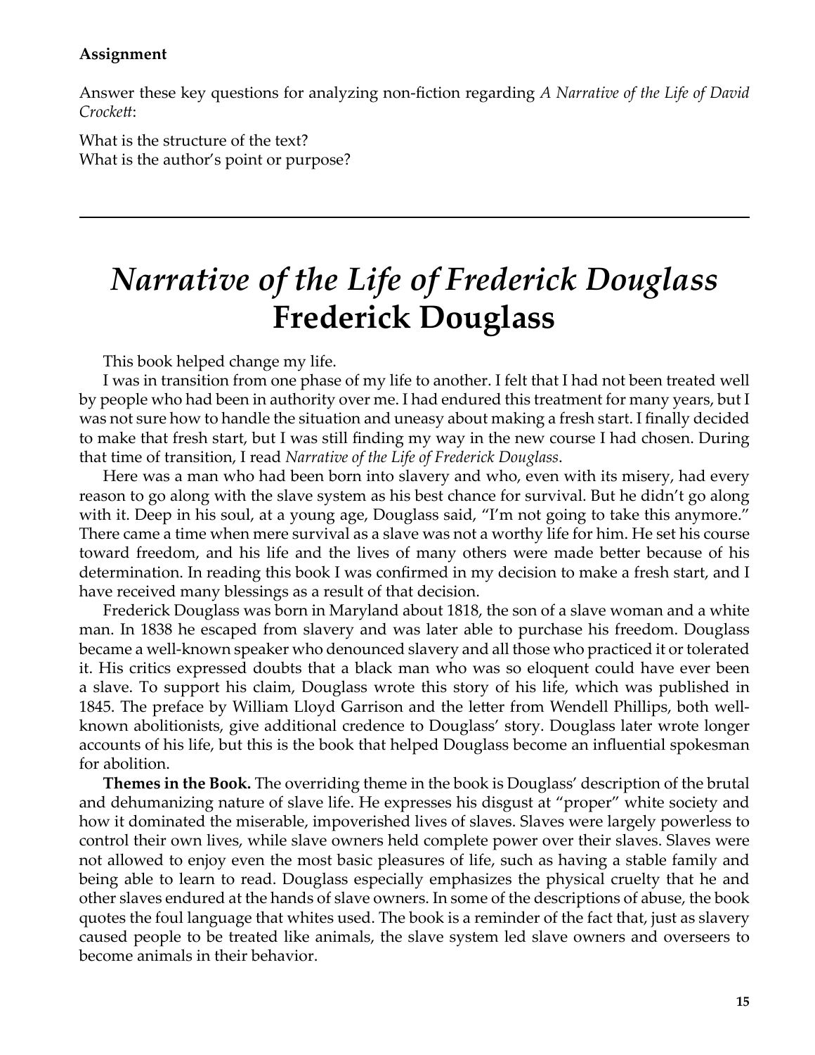**Assignment**

Answer these key questions for analyzing non-fiction regarding *A Narrative of the Life of David Crockett*:

What is the structure of the text?
What is the author's point or purpose?

---

# *Narrative of the Life of Frederick Douglass*
# Frederick Douglass

This book helped change my life.

I was in transition from one phase of my life to another. I felt that I had not been treated well by people who had been in authority over me. I had endured this treatment for many years, but I was not sure how to handle the situation and uneasy about making a fresh start. I finally decided to make that fresh start, but I was still finding my way in the new course I had chosen. During that time of transition, I read *Narrative of the Life of Frederick Douglass*.

Here was a man who had been born into slavery and who, even with its misery, had every reason to go along with the slave system as his best chance for survival. But he didn't go along with it. Deep in his soul, at a young age, Douglass said, "I'm not going to take this anymore." There came a time when mere survival as a slave was not a worthy life for him. He set his course toward freedom, and his life and the lives of many others were made better because of his determination. In reading this book I was confirmed in my decision to make a fresh start, and I have received many blessings as a result of that decision.

Frederick Douglass was born in Maryland about 1818, the son of a slave woman and a white man. In 1838 he escaped from slavery and was later able to purchase his freedom. Douglass became a well-known speaker who denounced slavery and all those who practiced it or tolerated it. His critics expressed doubts that a black man who was so eloquent could have ever been a slave. To support his claim, Douglass wrote this story of his life, which was published in 1845. The preface by William Lloyd Garrison and the letter from Wendell Phillips, both well-known abolitionists, give additional credence to Douglass' story. Douglass later wrote longer accounts of his life, but this is the book that helped Douglass become an influential spokesman for abolition.

**Themes in the Book.** The overriding theme in the book is Douglass' description of the brutal and dehumanizing nature of slave life. He expresses his disgust at "proper" white society and how it dominated the miserable, impoverished lives of slaves. Slaves were largely powerless to control their own lives, while slave owners held complete power over their slaves. Slaves were not allowed to enjoy even the most basic pleasures of life, such as having a stable family and being able to learn to read. Douglass especially emphasizes the physical cruelty that he and other slaves endured at the hands of slave owners. In some of the descriptions of abuse, the book quotes the foul language that whites used. The book is a reminder of the fact that, just as slavery caused people to be treated like animals, the slave system led slave owners and overseers to become animals in their behavior.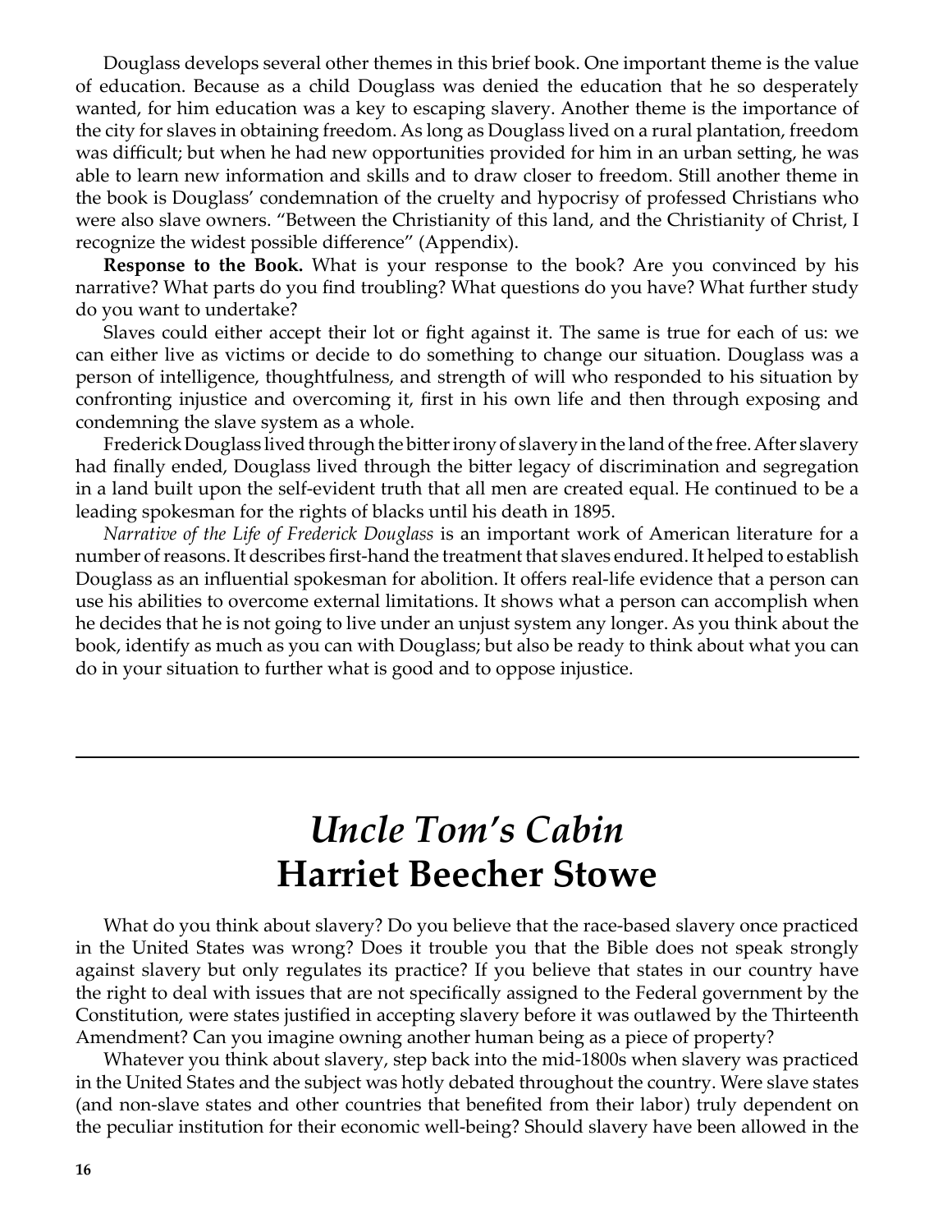Douglass develops several other themes in this brief book. One important theme is the value of education. Because as a child Douglass was denied the education that he so desperately wanted, for him education was a key to escaping slavery. Another theme is the importance of the city for slaves in obtaining freedom. As long as Douglass lived on a rural plantation, freedom was difficult; but when he had new opportunities provided for him in an urban setting, he was able to learn new information and skills and to draw closer to freedom. Still another theme in the book is Douglass' condemnation of the cruelty and hypocrisy of professed Christians who were also slave owners. "Between the Christianity of this land, and the Christianity of Christ, I recognize the widest possible difference" (Appendix).

**Response to the Book.** What is your response to the book? Are you convinced by his narrative? What parts do you find troubling? What questions do you have? What further study do you want to undertake?

Slaves could either accept their lot or fight against it. The same is true for each of us: we can either live as victims or decide to do something to change our situation. Douglass was a person of intelligence, thoughtfulness, and strength of will who responded to his situation by confronting injustice and overcoming it, first in his own life and then through exposing and condemning the slave system as a whole.

Frederick Douglass lived through the bitter irony of slavery in the land of the free. After slavery had finally ended, Douglass lived through the bitter legacy of discrimination and segregation in a land built upon the self-evident truth that all men are created equal. He continued to be a leading spokesman for the rights of blacks until his death in 1895.

*Narrative of the Life of Frederick Douglass* is an important work of American literature for a number of reasons. It describes first-hand the treatment that slaves endured. It helped to establish Douglass as an influential spokesman for abolition. It offers real-life evidence that a person can use his abilities to overcome external limitations. It shows what a person can accomplish when he decides that he is not going to live under an unjust system any longer. As you think about the book, identify as much as you can with Douglass; but also be ready to think about what you can do in your situation to further what is good and to oppose injustice.

---

# *Uncle Tom's Cabin*
# Harriet Beecher Stowe

What do you think about slavery? Do you believe that the race-based slavery once practiced in the United States was wrong? Does it trouble you that the Bible does not speak strongly against slavery but only regulates its practice? If you believe that states in our country have the right to deal with issues that are not specifically assigned to the Federal government by the Constitution, were states justified in accepting slavery before it was outlawed by the Thirteenth Amendment? Can you imagine owning another human being as a piece of property?

Whatever you think about slavery, step back into the mid-1800s when slavery was practiced in the United States and the subject was hotly debated throughout the country. Were slave states (and non-slave states and other countries that benefited from their labor) truly dependent on the peculiar institution for their economic well-being? Should slavery have been allowed in the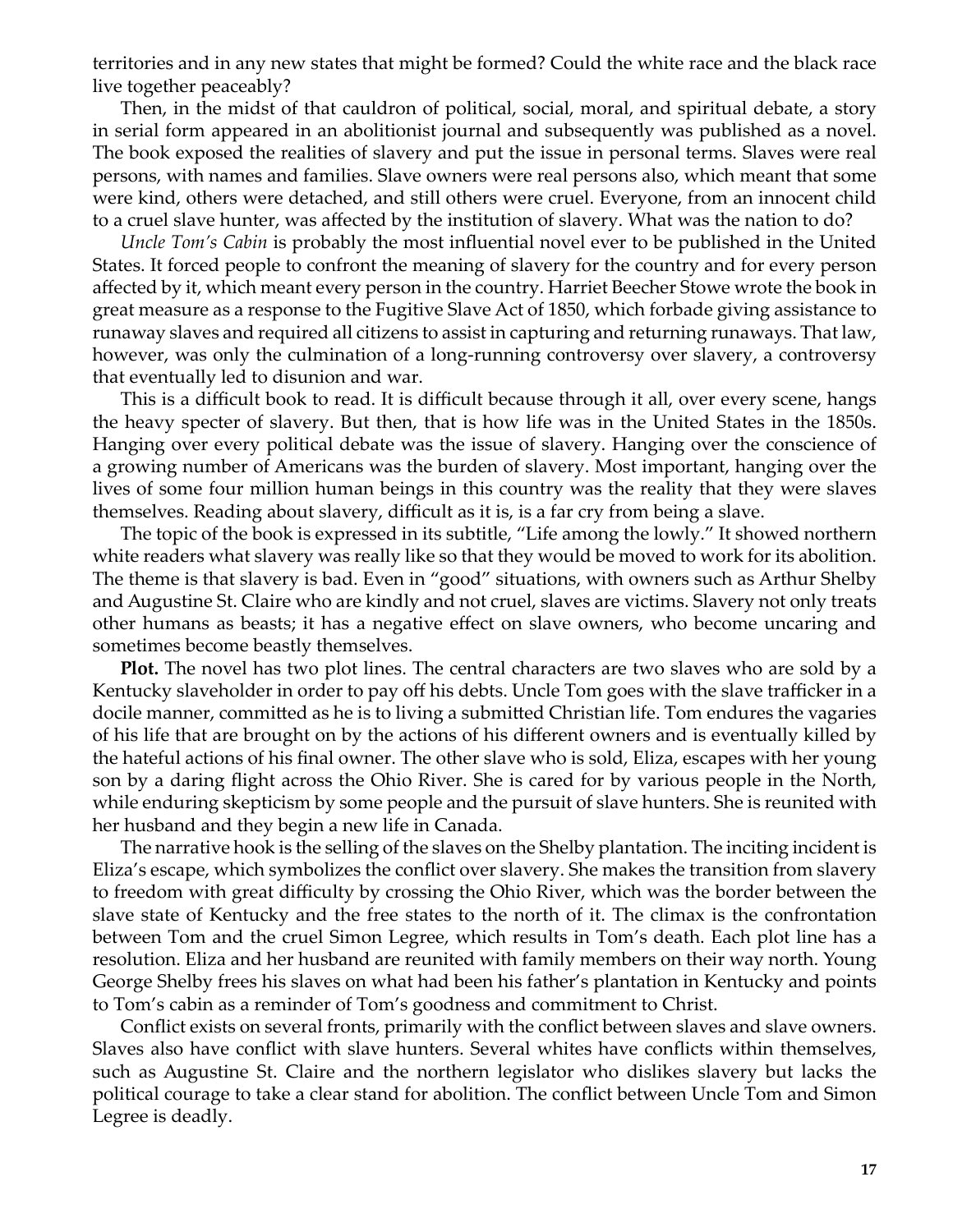territories and in any new states that might be formed? Could the white race and the black race live together peaceably?

Then, in the midst of that cauldron of political, social, moral, and spiritual debate, a story in serial form appeared in an abolitionist journal and subsequently was published as a novel. The book exposed the realities of slavery and put the issue in personal terms. Slaves were real persons, with names and families. Slave owners were real persons also, which meant that some were kind, others were detached, and still others were cruel. Everyone, from an innocent child to a cruel slave hunter, was affected by the institution of slavery. What was the nation to do?

*Uncle Tom's Cabin* is probably the most influential novel ever to be published in the United States. It forced people to confront the meaning of slavery for the country and for every person affected by it, which meant every person in the country. Harriet Beecher Stowe wrote the book in great measure as a response to the Fugitive Slave Act of 1850, which forbade giving assistance to runaway slaves and required all citizens to assist in capturing and returning runaways. That law, however, was only the culmination of a long-running controversy over slavery, a controversy that eventually led to disunion and war.

This is a difficult book to read. It is difficult because through it all, over every scene, hangs the heavy specter of slavery. But then, that is how life was in the United States in the 1850s. Hanging over every political debate was the issue of slavery. Hanging over the conscience of a growing number of Americans was the burden of slavery. Most important, hanging over the lives of some four million human beings in this country was the reality that they were slaves themselves. Reading about slavery, difficult as it is, is a far cry from being a slave.

The topic of the book is expressed in its subtitle, "Life among the lowly." It showed northern white readers what slavery was really like so that they would be moved to work for its abolition. The theme is that slavery is bad. Even in "good" situations, with owners such as Arthur Shelby and Augustine St. Claire who are kindly and not cruel, slaves are victims. Slavery not only treats other humans as beasts; it has a negative effect on slave owners, who become uncaring and sometimes become beastly themselves.

**Plot.** The novel has two plot lines. The central characters are two slaves who are sold by a Kentucky slaveholder in order to pay off his debts. Uncle Tom goes with the slave trafficker in a docile manner, committed as he is to living a submitted Christian life. Tom endures the vagaries of his life that are brought on by the actions of his different owners and is eventually killed by the hateful actions of his final owner. The other slave who is sold, Eliza, escapes with her young son by a daring flight across the Ohio River. She is cared for by various people in the North, while enduring skepticism by some people and the pursuit of slave hunters. She is reunited with her husband and they begin a new life in Canada.

The narrative hook is the selling of the slaves on the Shelby plantation. The inciting incident is Eliza's escape, which symbolizes the conflict over slavery. She makes the transition from slavery to freedom with great difficulty by crossing the Ohio River, which was the border between the slave state of Kentucky and the free states to the north of it. The climax is the confrontation between Tom and the cruel Simon Legree, which results in Tom's death. Each plot line has a resolution. Eliza and her husband are reunited with family members on their way north. Young George Shelby frees his slaves on what had been his father's plantation in Kentucky and points to Tom's cabin as a reminder of Tom's goodness and commitment to Christ.

Conflict exists on several fronts, primarily with the conflict between slaves and slave owners. Slaves also have conflict with slave hunters. Several whites have conflicts within themselves, such as Augustine St. Claire and the northern legislator who dislikes slavery but lacks the political courage to take a clear stand for abolition. The conflict between Uncle Tom and Simon Legree is deadly.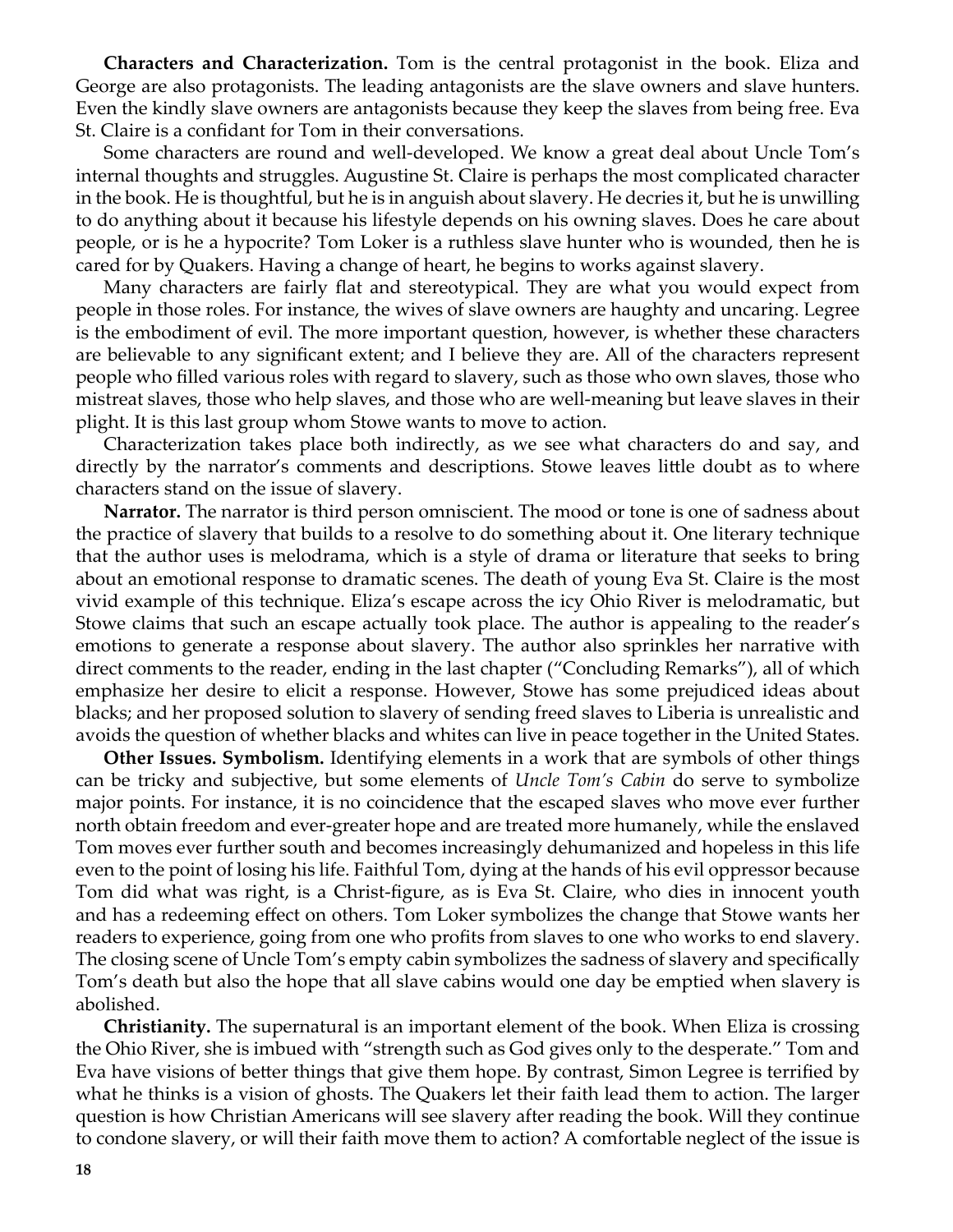**Characters and Characterization.** Tom is the central protagonist in the book. Eliza and George are also protagonists. The leading antagonists are the slave owners and slave hunters. Even the kindly slave owners are antagonists because they keep the slaves from being free. Eva St. Claire is a confidant for Tom in their conversations.

Some characters are round and well-developed. We know a great deal about Uncle Tom's internal thoughts and struggles. Augustine St. Claire is perhaps the most complicated character in the book. He is thoughtful, but he is in anguish about slavery. He decries it, but he is unwilling to do anything about it because his lifestyle depends on his owning slaves. Does he care about people, or is he a hypocrite? Tom Loker is a ruthless slave hunter who is wounded, then he is cared for by Quakers. Having a change of heart, he begins to works against slavery.

Many characters are fairly flat and stereotypical. They are what you would expect from people in those roles. For instance, the wives of slave owners are haughty and uncaring. Legree is the embodiment of evil. The more important question, however, is whether these characters are believable to any significant extent; and I believe they are. All of the characters represent people who filled various roles with regard to slavery, such as those who own slaves, those who mistreat slaves, those who help slaves, and those who are well-meaning but leave slaves in their plight. It is this last group whom Stowe wants to move to action.

Characterization takes place both indirectly, as we see what characters do and say, and directly by the narrator's comments and descriptions. Stowe leaves little doubt as to where characters stand on the issue of slavery.

**Narrator.** The narrator is third person omniscient. The mood or tone is one of sadness about the practice of slavery that builds to a resolve to do something about it. One literary technique that the author uses is melodrama, which is a style of drama or literature that seeks to bring about an emotional response to dramatic scenes. The death of young Eva St. Claire is the most vivid example of this technique. Eliza's escape across the icy Ohio River is melodramatic, but Stowe claims that such an escape actually took place. The author is appealing to the reader's emotions to generate a response about slavery. The author also sprinkles her narrative with direct comments to the reader, ending in the last chapter ("Concluding Remarks"), all of which emphasize her desire to elicit a response. However, Stowe has some prejudiced ideas about blacks; and her proposed solution to slavery of sending freed slaves to Liberia is unrealistic and avoids the question of whether blacks and whites can live in peace together in the United States.

**Other Issues. Symbolism.** Identifying elements in a work that are symbols of other things can be tricky and subjective, but some elements of *Uncle Tom's Cabin* do serve to symbolize major points. For instance, it is no coincidence that the escaped slaves who move ever further north obtain freedom and ever-greater hope and are treated more humanely, while the enslaved Tom moves ever further south and becomes increasingly dehumanized and hopeless in this life even to the point of losing his life. Faithful Tom, dying at the hands of his evil oppressor because Tom did what was right, is a Christ-figure, as is Eva St. Claire, who dies in innocent youth and has a redeeming effect on others. Tom Loker symbolizes the change that Stowe wants her readers to experience, going from one who profits from slaves to one who works to end slavery. The closing scene of Uncle Tom's empty cabin symbolizes the sadness of slavery and specifically Tom's death but also the hope that all slave cabins would one day be emptied when slavery is abolished.

**Christianity.** The supernatural is an important element of the book. When Eliza is crossing the Ohio River, she is imbued with "strength such as God gives only to the desperate." Tom and Eva have visions of better things that give them hope. By contrast, Simon Legree is terrified by what he thinks is a vision of ghosts. The Quakers let their faith lead them to action. The larger question is how Christian Americans will see slavery after reading the book. Will they continue to condone slavery, or will their faith move them to action? A comfortable neglect of the issue is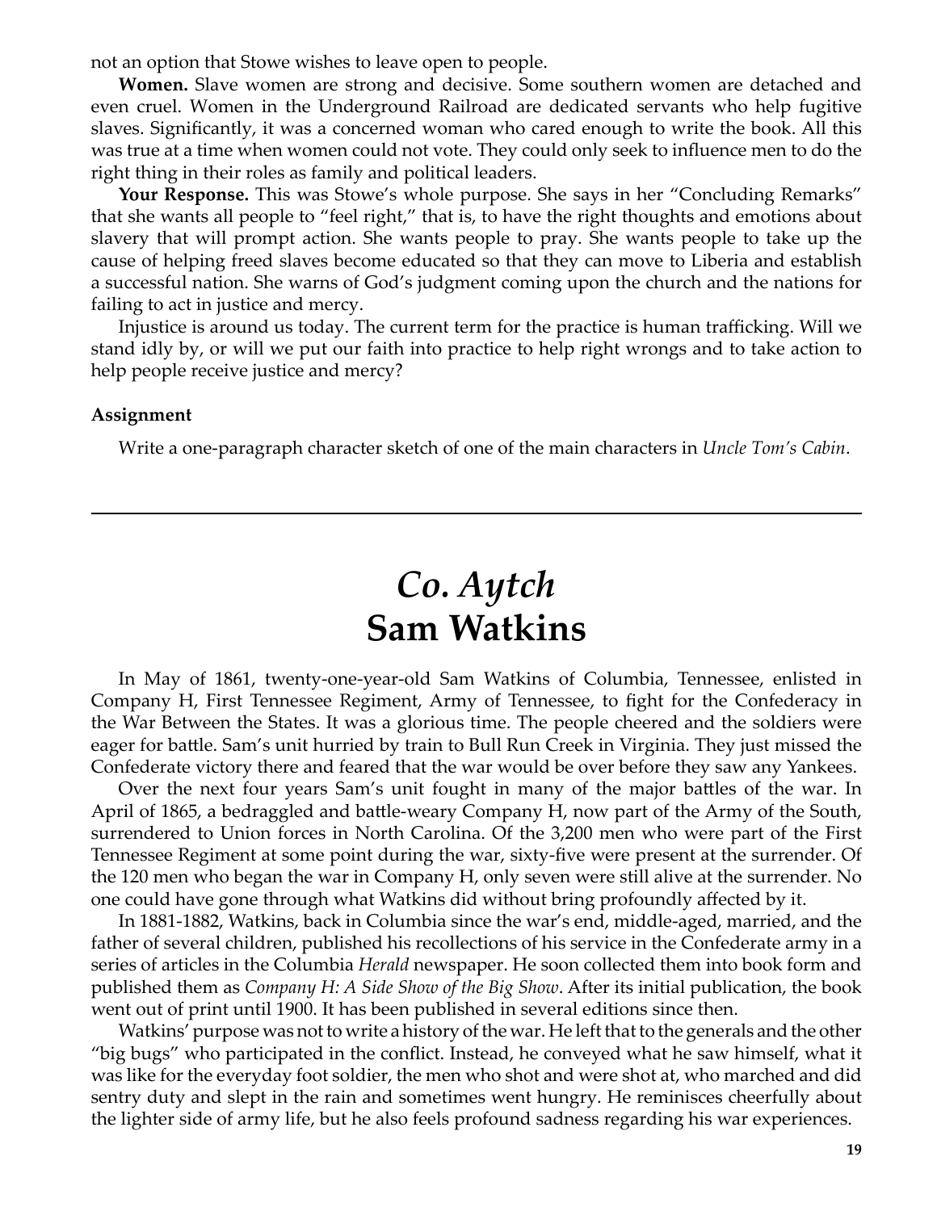not an option that Stowe wishes to leave open to people.

**Women.** Slave women are strong and decisive. Some southern women are detached and even cruel. Women in the Underground Railroad are dedicated servants who help fugitive slaves. Significantly, it was a concerned woman who cared enough to write the book. All this was true at a time when women could not vote. They could only seek to influence men to do the right thing in their roles as family and political leaders.

**Your Response.** This was Stowe's whole purpose. She says in her "Concluding Remarks" that she wants all people to "feel right," that is, to have the right thoughts and emotions about slavery that will prompt action. She wants people to pray. She wants people to take up the cause of helping freed slaves become educated so that they can move to Liberia and establish a successful nation. She warns of God's judgment coming upon the church and the nations for failing to act in justice and mercy.

Injustice is around us today. The current term for the practice is human trafficking. Will we stand idly by, or will we put our faith into practice to help right wrongs and to take action to help people receive justice and mercy?

**Assignment**

Write a one-paragraph character sketch of one of the main characters in *Uncle Tom's Cabin*.

---

# *Co. Aytch*
# Sam Watkins

In May of 1861, twenty-one-year-old Sam Watkins of Columbia, Tennessee, enlisted in Company H, First Tennessee Regiment, Army of Tennessee, to fight for the Confederacy in the War Between the States. It was a glorious time. The people cheered and the soldiers were eager for battle. Sam's unit hurried by train to Bull Run Creek in Virginia. They just missed the Confederate victory there and feared that the war would be over before they saw any Yankees.

Over the next four years Sam's unit fought in many of the major battles of the war. In April of 1865, a bedraggled and battle-weary Company H, now part of the Army of the South, surrendered to Union forces in North Carolina. Of the 3,200 men who were part of the First Tennessee Regiment at some point during the war, sixty-five were present at the surrender. Of the 120 men who began the war in Company H, only seven were still alive at the surrender. No one could have gone through what Watkins did without bring profoundly affected by it.

In 1881-1882, Watkins, back in Columbia since the war's end, middle-aged, married, and the father of several children, published his recollections of his service in the Confederate army in a series of articles in the Columbia *Herald* newspaper. He soon collected them into book form and published them as *Company H: A Side Show of the Big Show*. After its initial publication, the book went out of print until 1900. It has been published in several editions since then.

Watkins' purpose was not to write a history of the war. He left that to the generals and the other "big bugs" who participated in the conflict. Instead, he conveyed what he saw himself, what it was like for the everyday foot soldier, the men who shot and were shot at, who marched and did sentry duty and slept in the rain and sometimes went hungry. He reminisces cheerfully about the lighter side of army life, but he also feels profound sadness regarding his war experiences.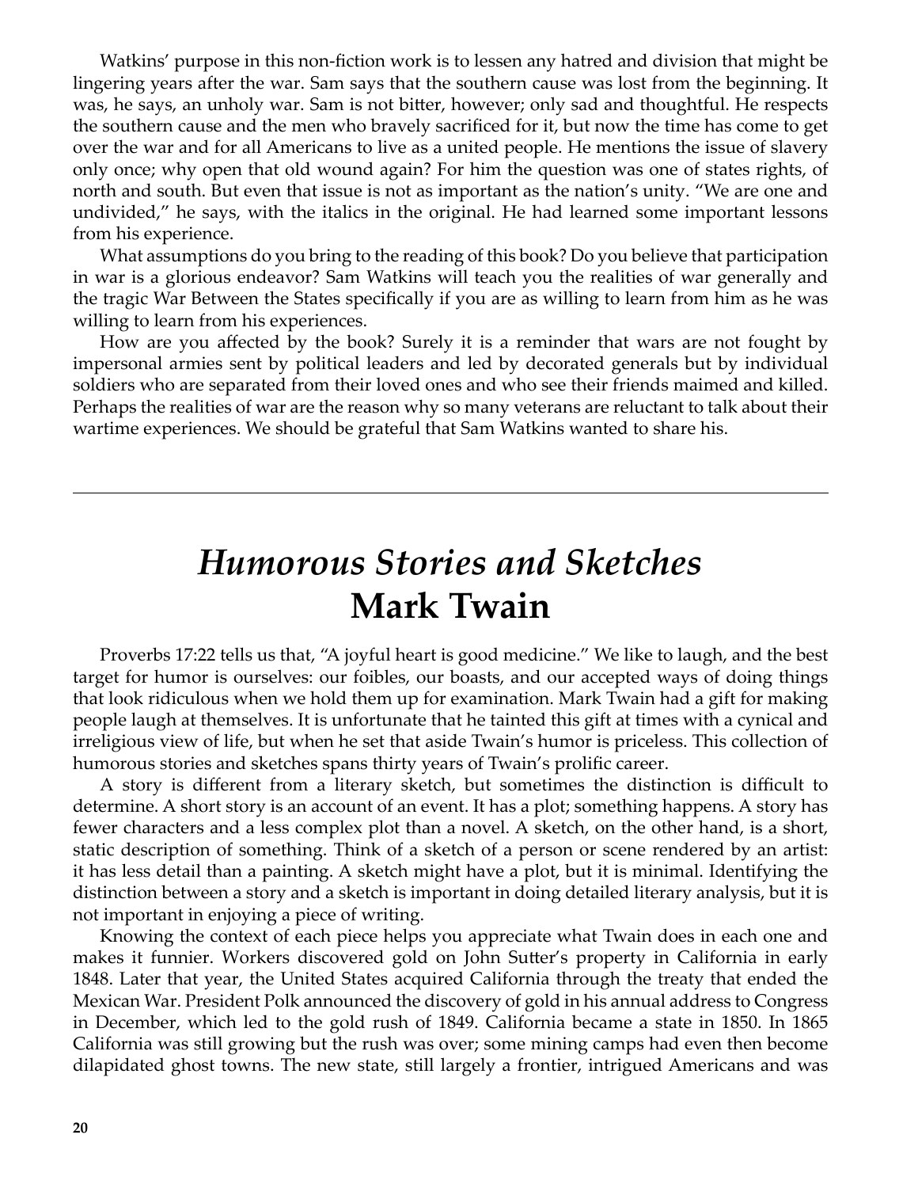Watkins' purpose in this non-fiction work is to lessen any hatred and division that might be lingering years after the war. Sam says that the southern cause was lost from the beginning. It was, he says, an unholy war. Sam is not bitter, however; only sad and thoughtful. He respects the southern cause and the men who bravely sacrificed for it, but now the time has come to get over the war and for all Americans to live as a united people. He mentions the issue of slavery only once; why open that old wound again? For him the question was one of states rights, of north and south. But even that issue is not as important as the nation's unity. "We are one and undivided," he says, with the italics in the original. He had learned some important lessons from his experience.

What assumptions do you bring to the reading of this book? Do you believe that participation in war is a glorious endeavor? Sam Watkins will teach you the realities of war generally and the tragic War Between the States specifically if you are as willing to learn from him as he was willing to learn from his experiences.

How are you affected by the book? Surely it is a reminder that wars are not fought by impersonal armies sent by political leaders and led by decorated generals but by individual soldiers who are separated from their loved ones and who see their friends maimed and killed. Perhaps the realities of war are the reason why so many veterans are reluctant to talk about their wartime experiences. We should be grateful that Sam Watkins wanted to share his.

---

# *Humorous Stories and Sketches*
# Mark Twain

Proverbs 17:22 tells us that, "A joyful heart is good medicine." We like to laugh, and the best target for humor is ourselves: our foibles, our boasts, and our accepted ways of doing things that look ridiculous when we hold them up for examination. Mark Twain had a gift for making people laugh at themselves. It is unfortunate that he tainted this gift at times with a cynical and irreligious view of life, but when he set that aside Twain's humor is priceless. This collection of humorous stories and sketches spans thirty years of Twain's prolific career.

A story is different from a literary sketch, but sometimes the distinction is difficult to determine. A short story is an account of an event. It has a plot; something happens. A story has fewer characters and a less complex plot than a novel. A sketch, on the other hand, is a short, static description of something. Think of a sketch of a person or scene rendered by an artist: it has less detail than a painting. A sketch might have a plot, but it is minimal. Identifying the distinction between a story and a sketch is important in doing detailed literary analysis, but it is not important in enjoying a piece of writing.

Knowing the context of each piece helps you appreciate what Twain does in each one and makes it funnier. Workers discovered gold on John Sutter's property in California in early 1848. Later that year, the United States acquired California through the treaty that ended the Mexican War. President Polk announced the discovery of gold in his annual address to Congress in December, which led to the gold rush of 1849. California became a state in 1850. In 1865 California was still growing but the rush was over; some mining camps had even then become dilapidated ghost towns. The new state, still largely a frontier, intrigued Americans and was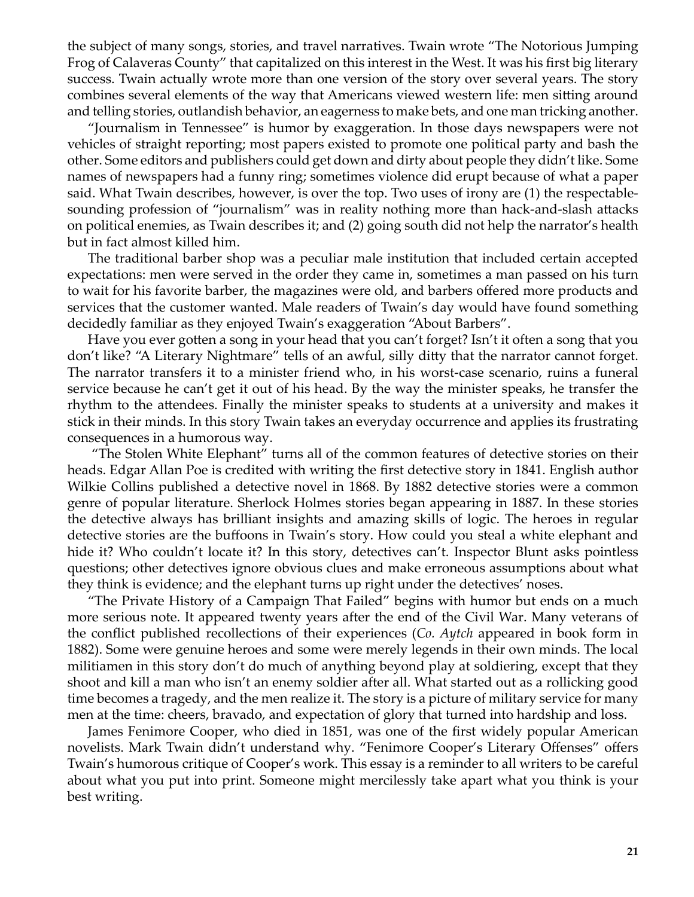the subject of many songs, stories, and travel narratives. Twain wrote "The Notorious Jumping Frog of Calaveras County" that capitalized on this interest in the West. It was his first big literary success. Twain actually wrote more than one version of the story over several years. The story combines several elements of the way that Americans viewed western life: men sitting around and telling stories, outlandish behavior, an eagerness to make bets, and one man tricking another.

"Journalism in Tennessee" is humor by exaggeration. In those days newspapers were not vehicles of straight reporting; most papers existed to promote one political party and bash the other. Some editors and publishers could get down and dirty about people they didn't like. Some names of newspapers had a funny ring; sometimes violence did erupt because of what a paper said. What Twain describes, however, is over the top. Two uses of irony are (1) the respectable-sounding profession of "journalism" was in reality nothing more than hack-and-slash attacks on political enemies, as Twain describes it; and (2) going south did not help the narrator's health but in fact almost killed him.

The traditional barber shop was a peculiar male institution that included certain accepted expectations: men were served in the order they came in, sometimes a man passed on his turn to wait for his favorite barber, the magazines were old, and barbers offered more products and services that the customer wanted. Male readers of Twain's day would have found something decidedly familiar as they enjoyed Twain's exaggeration "About Barbers".

Have you ever gotten a song in your head that you can't forget? Isn't it often a song that you don't like? "A Literary Nightmare" tells of an awful, silly ditty that the narrator cannot forget. The narrator transfers it to a minister friend who, in his worst-case scenario, ruins a funeral service because he can't get it out of his head. By the way the minister speaks, he transfer the rhythm to the attendees. Finally the minister speaks to students at a university and makes it stick in their minds. In this story Twain takes an everyday occurrence and applies its frustrating consequences in a humorous way.

"The Stolen White Elephant" turns all of the common features of detective stories on their heads. Edgar Allan Poe is credited with writing the first detective story in 1841. English author Wilkie Collins published a detective novel in 1868. By 1882 detective stories were a common genre of popular literature. Sherlock Holmes stories began appearing in 1887. In these stories the detective always has brilliant insights and amazing skills of logic. The heroes in regular detective stories are the buffoons in Twain's story. How could you steal a white elephant and hide it? Who couldn't locate it? In this story, detectives can't. Inspector Blunt asks pointless questions; other detectives ignore obvious clues and make erroneous assumptions about what they think is evidence; and the elephant turns up right under the detectives' noses.

"The Private History of a Campaign That Failed" begins with humor but ends on a much more serious note. It appeared twenty years after the end of the Civil War. Many veterans of the conflict published recollections of their experiences (*Co. Aytch* appeared in book form in 1882). Some were genuine heroes and some were merely legends in their own minds. The local militiamen in this story don't do much of anything beyond play at soldiering, except that they shoot and kill a man who isn't an enemy soldier after all. What started out as a rollicking good time becomes a tragedy, and the men realize it. The story is a picture of military service for many men at the time: cheers, bravado, and expectation of glory that turned into hardship and loss.

James Fenimore Cooper, who died in 1851, was one of the first widely popular American novelists. Mark Twain didn't understand why. "Fenimore Cooper's Literary Offenses" offers Twain's humorous critique of Cooper's work. This essay is a reminder to all writers to be careful about what you put into print. Someone might mercilessly take apart what you think is your best writing.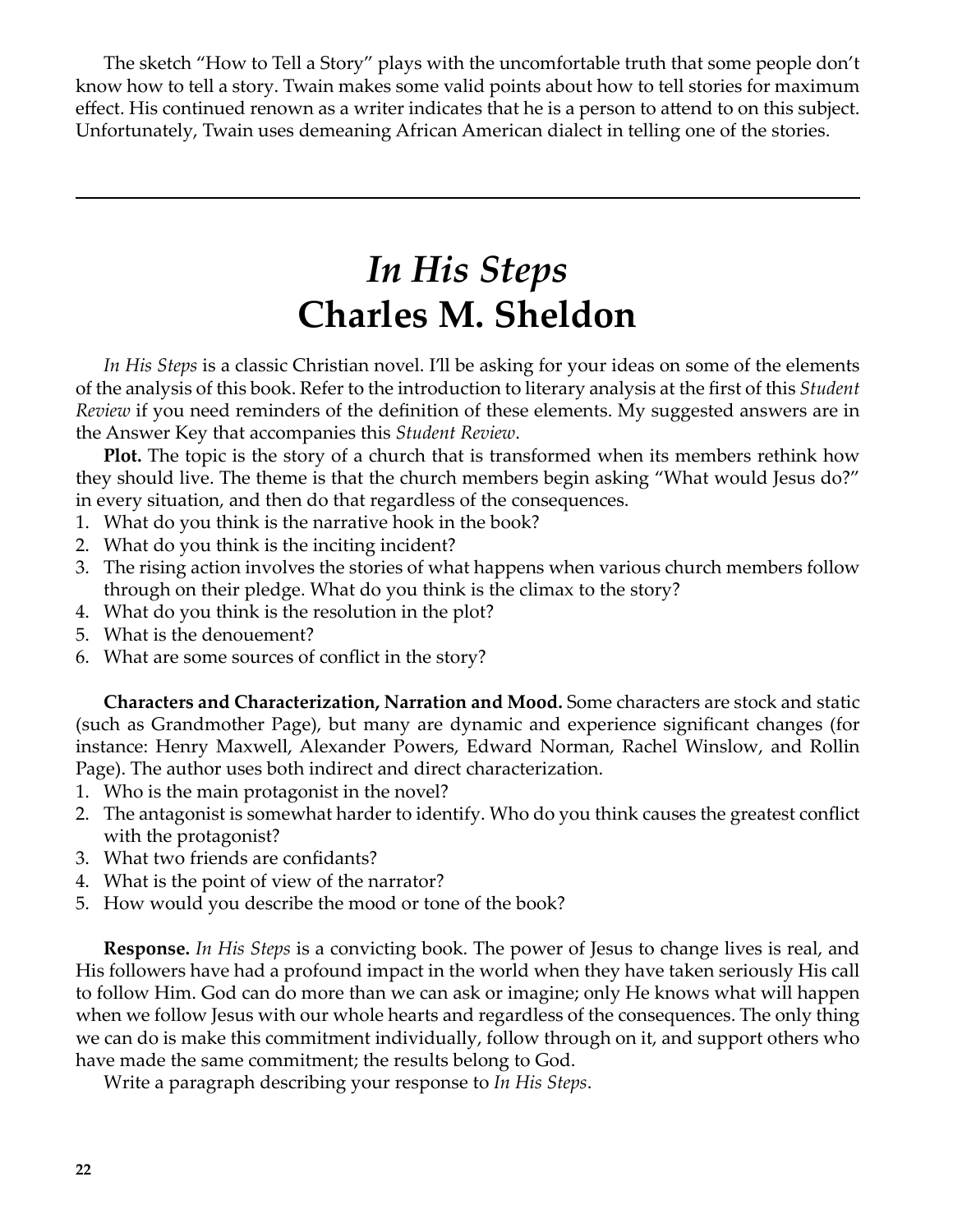The sketch "How to Tell a Story" plays with the uncomfortable truth that some people don't know how to tell a story. Twain makes some valid points about how to tell stories for maximum effect. His continued renown as a writer indicates that he is a person to attend to on this subject. Unfortunately, Twain uses demeaning African American dialect in telling one of the stories.

---

# *In His Steps*
# Charles M. Sheldon

*In His Steps* is a classic Christian novel. I'll be asking for your ideas on some of the elements of the analysis of this book. Refer to the introduction to literary analysis at the first of this *Student Review* if you need reminders of the definition of these elements. My suggested answers are in the Answer Key that accompanies this *Student Review*.

**Plot.** The topic is the story of a church that is transformed when its members rethink how they should live. The theme is that the church members begin asking "What would Jesus do?" in every situation, and then do that regardless of the consequences.

1. What do you think is the narrative hook in the book?
2. What do you think is the inciting incident?
3. The rising action involves the stories of what happens when various church members follow through on their pledge. What do you think is the climax to the story?
4. What do you think is the resolution in the plot?
5. What is the denouement?
6. What are some sources of conflict in the story?

**Characters and Characterization, Narration and Mood.** Some characters are stock and static (such as Grandmother Page), but many are dynamic and experience significant changes (for instance: Henry Maxwell, Alexander Powers, Edward Norman, Rachel Winslow, and Rollin Page). The author uses both indirect and direct characterization.

1. Who is the main protagonist in the novel?
2. The antagonist is somewhat harder to identify. Who do you think causes the greatest conflict with the protagonist?
3. What two friends are confidants?
4. What is the point of view of the narrator?
5. How would you describe the mood or tone of the book?

**Response.** *In His Steps* is a convicting book. The power of Jesus to change lives is real, and His followers have had a profound impact in the world when they have taken seriously His call to follow Him. God can do more than we can ask or imagine; only He knows what will happen when we follow Jesus with our whole hearts and regardless of the consequences. The only thing we can do is make this commitment individually, follow through on it, and support others who have made the same commitment; the results belong to God.

Write a paragraph describing your response to *In His Steps*.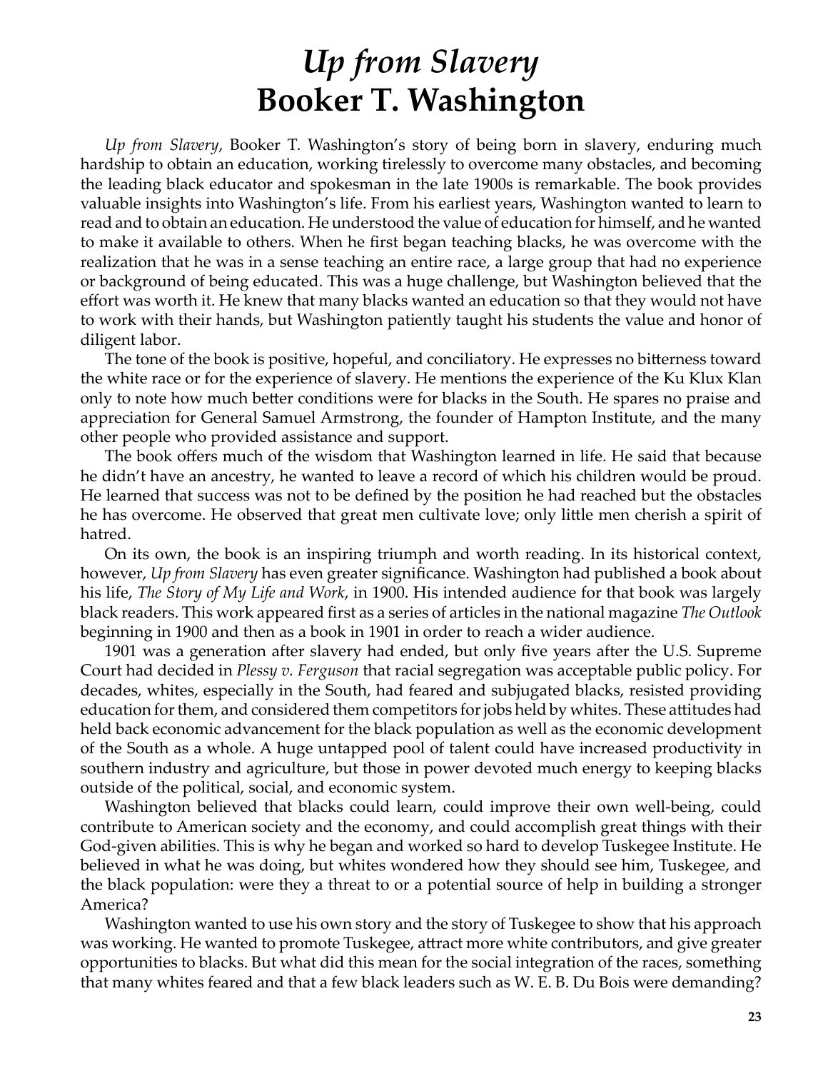# *Up from Slavery*
# Booker T. Washington

*Up from Slavery*, Booker T. Washington's story of being born in slavery, enduring much hardship to obtain an education, working tirelessly to overcome many obstacles, and becoming the leading black educator and spokesman in the late 1900s is remarkable. The book provides valuable insights into Washington's life. From his earliest years, Washington wanted to learn to read and to obtain an education. He understood the value of education for himself, and he wanted to make it available to others. When he first began teaching blacks, he was overcome with the realization that he was in a sense teaching an entire race, a large group that had no experience or background of being educated. This was a huge challenge, but Washington believed that the effort was worth it. He knew that many blacks wanted an education so that they would not have to work with their hands, but Washington patiently taught his students the value and honor of diligent labor.

The tone of the book is positive, hopeful, and conciliatory. He expresses no bitterness toward the white race or for the experience of slavery. He mentions the experience of the Ku Klux Klan only to note how much better conditions were for blacks in the South. He spares no praise and appreciation for General Samuel Armstrong, the founder of Hampton Institute, and the many other people who provided assistance and support.

The book offers much of the wisdom that Washington learned in life. He said that because he didn't have an ancestry, he wanted to leave a record of which his children would be proud. He learned that success was not to be defined by the position he had reached but the obstacles he has overcome. He observed that great men cultivate love; only little men cherish a spirit of hatred.

On its own, the book is an inspiring triumph and worth reading. In its historical context, however, *Up from Slavery* has even greater significance. Washington had published a book about his life, *The Story of My Life and Work*, in 1900. His intended audience for that book was largely black readers. This work appeared first as a series of articles in the national magazine *The Outlook* beginning in 1900 and then as a book in 1901 in order to reach a wider audience.

1901 was a generation after slavery had ended, but only five years after the U.S. Supreme Court had decided in *Plessy v. Ferguson* that racial segregation was acceptable public policy. For decades, whites, especially in the South, had feared and subjugated blacks, resisted providing education for them, and considered them competitors for jobs held by whites. These attitudes had held back economic advancement for the black population as well as the economic development of the South as a whole. A huge untapped pool of talent could have increased productivity in southern industry and agriculture, but those in power devoted much energy to keeping blacks outside of the political, social, and economic system.

Washington believed that blacks could learn, could improve their own well-being, could contribute to American society and the economy, and could accomplish great things with their God-given abilities. This is why he began and worked so hard to develop Tuskegee Institute. He believed in what he was doing, but whites wondered how they should see him, Tuskegee, and the black population: were they a threat to or a potential source of help in building a stronger America?

Washington wanted to use his own story and the story of Tuskegee to show that his approach was working. He wanted to promote Tuskegee, attract more white contributors, and give greater opportunities to blacks. But what did this mean for the social integration of the races, something that many whites feared and that a few black leaders such as W. E. B. Du Bois were demanding?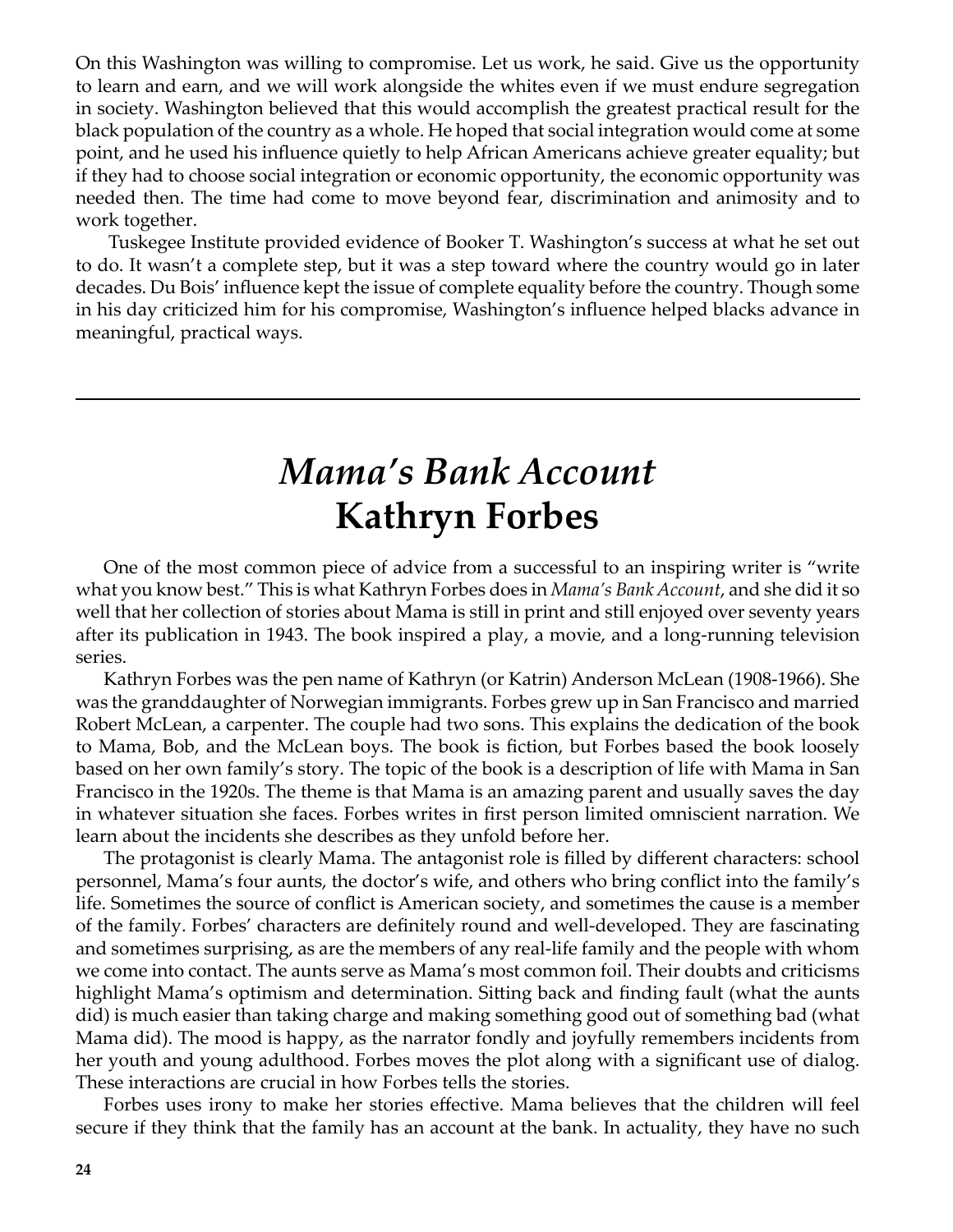On this Washington was willing to compromise. Let us work, he said. Give us the opportunity to learn and earn, and we will work alongside the whites even if we must endure segregation in society. Washington believed that this would accomplish the greatest practical result for the black population of the country as a whole. He hoped that social integration would come at some point, and he used his influence quietly to help African Americans achieve greater equality; but if they had to choose social integration or economic opportunity, the economic opportunity was needed then. The time had come to move beyond fear, discrimination and animosity and to work together.

Tuskegee Institute provided evidence of Booker T. Washington's success at what he set out to do. It wasn't a complete step, but it was a step toward where the country would go in later decades. Du Bois' influence kept the issue of complete equality before the country. Though some in his day criticized him for his compromise, Washington's influence helped blacks advance in meaningful, practical ways.

---

# *Mama's Bank Account*
# Kathryn Forbes

One of the most common piece of advice from a successful to an inspiring writer is "write what you know best." This is what Kathryn Forbes does in *Mama's Bank Account*, and she did it so well that her collection of stories about Mama is still in print and still enjoyed over seventy years after its publication in 1943. The book inspired a play, a movie, and a long-running television series.

Kathryn Forbes was the pen name of Kathryn (or Katrin) Anderson McLean (1908-1966). She was the granddaughter of Norwegian immigrants. Forbes grew up in San Francisco and married Robert McLean, a carpenter. The couple had two sons. This explains the dedication of the book to Mama, Bob, and the McLean boys. The book is fiction, but Forbes based the book loosely based on her own family's story. The topic of the book is a description of life with Mama in San Francisco in the 1920s. The theme is that Mama is an amazing parent and usually saves the day in whatever situation she faces. Forbes writes in first person limited omniscient narration. We learn about the incidents she describes as they unfold before her.

The protagonist is clearly Mama. The antagonist role is filled by different characters: school personnel, Mama's four aunts, the doctor's wife, and others who bring conflict into the family's life. Sometimes the source of conflict is American society, and sometimes the cause is a member of the family. Forbes' characters are definitely round and well-developed. They are fascinating and sometimes surprising, as are the members of any real-life family and the people with whom we come into contact. The aunts serve as Mama's most common foil. Their doubts and criticisms highlight Mama's optimism and determination. Sitting back and finding fault (what the aunts did) is much easier than taking charge and making something good out of something bad (what Mama did). The mood is happy, as the narrator fondly and joyfully remembers incidents from her youth and young adulthood. Forbes moves the plot along with a significant use of dialog. These interactions are crucial in how Forbes tells the stories.

Forbes uses irony to make her stories effective. Mama believes that the children will feel secure if they think that the family has an account at the bank. In actuality, they have no such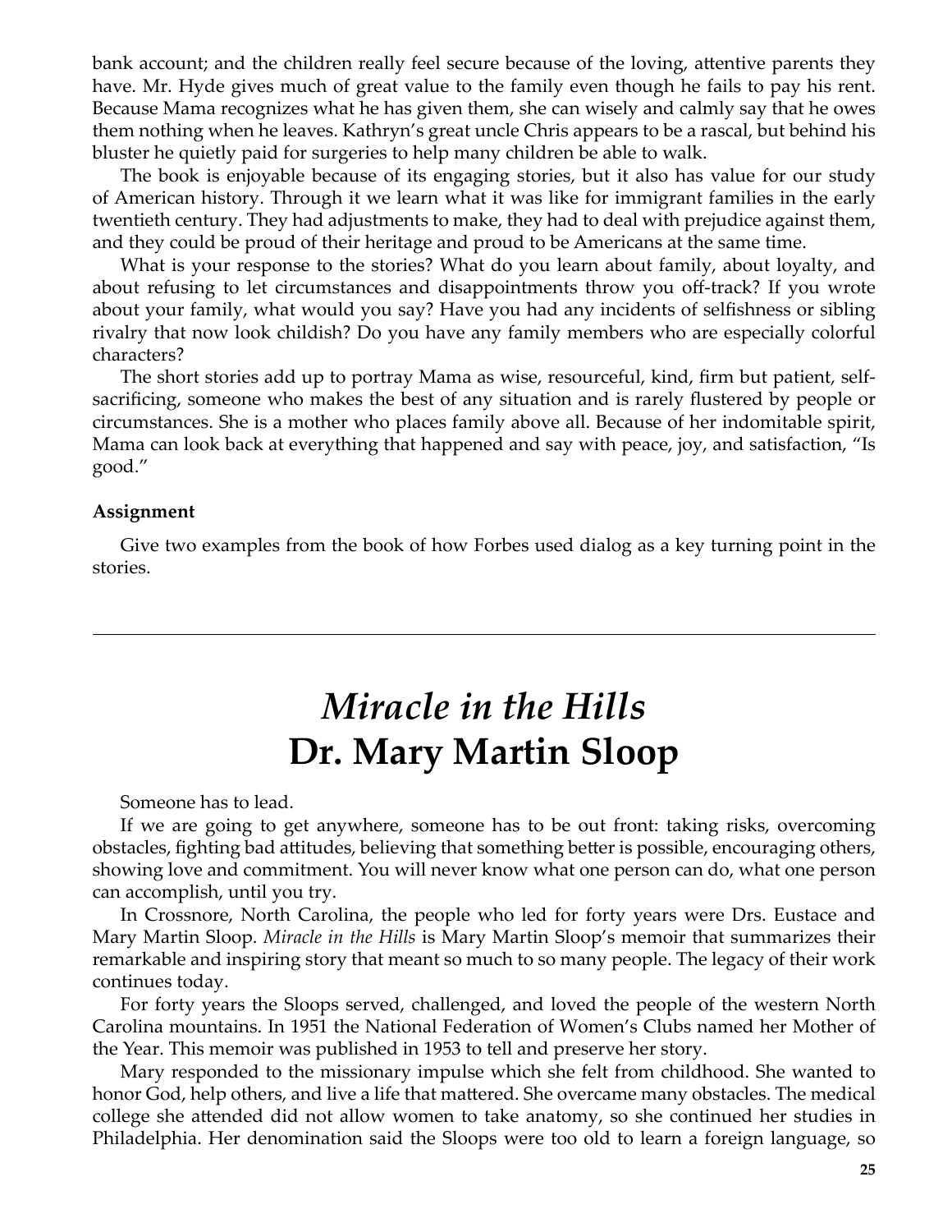bank account; and the children really feel secure because of the loving, attentive parents they have. Mr. Hyde gives much of great value to the family even though he fails to pay his rent. Because Mama recognizes what he has given them, she can wisely and calmly say that he owes them nothing when he leaves. Kathryn's great uncle Chris appears to be a rascal, but behind his bluster he quietly paid for surgeries to help many children be able to walk.

The book is enjoyable because of its engaging stories, but it also has value for our study of American history. Through it we learn what it was like for immigrant families in the early twentieth century. They had adjustments to make, they had to deal with prejudice against them, and they could be proud of their heritage and proud to be Americans at the same time.

What is your response to the stories? What do you learn about family, about loyalty, and about refusing to let circumstances and disappointments throw you off-track? If you wrote about your family, what would you say? Have you had any incidents of selfishness or sibling rivalry that now look childish? Do you have any family members who are especially colorful characters?

The short stories add up to portray Mama as wise, resourceful, kind, firm but patient, self-sacrificing, someone who makes the best of any situation and is rarely flustered by people or circumstances. She is a mother who places family above all. Because of her indomitable spirit, Mama can look back at everything that happened and say with peace, joy, and satisfaction, "Is good."

**Assignment**

Give two examples from the book of how Forbes used dialog as a key turning point in the stories.

---

# *Miracle in the Hills*
# Dr. Mary Martin Sloop

Someone has to lead.

If we are going to get anywhere, someone has to be out front: taking risks, overcoming obstacles, fighting bad attitudes, believing that something better is possible, encouraging others, showing love and commitment. You will never know what one person can do, what one person can accomplish, until you try.

In Crossnore, North Carolina, the people who led for forty years were Drs. Eustace and Mary Martin Sloop. *Miracle in the Hills* is Mary Martin Sloop's memoir that summarizes their remarkable and inspiring story that meant so much to so many people. The legacy of their work continues today.

For forty years the Sloops served, challenged, and loved the people of the western North Carolina mountains. In 1951 the National Federation of Women's Clubs named her Mother of the Year. This memoir was published in 1953 to tell and preserve her story.

Mary responded to the missionary impulse which she felt from childhood. She wanted to honor God, help others, and live a life that mattered. She overcame many obstacles. The medical college she attended did not allow women to take anatomy, so she continued her studies in Philadelphia. Her denomination said the Sloops were too old to learn a foreign language, so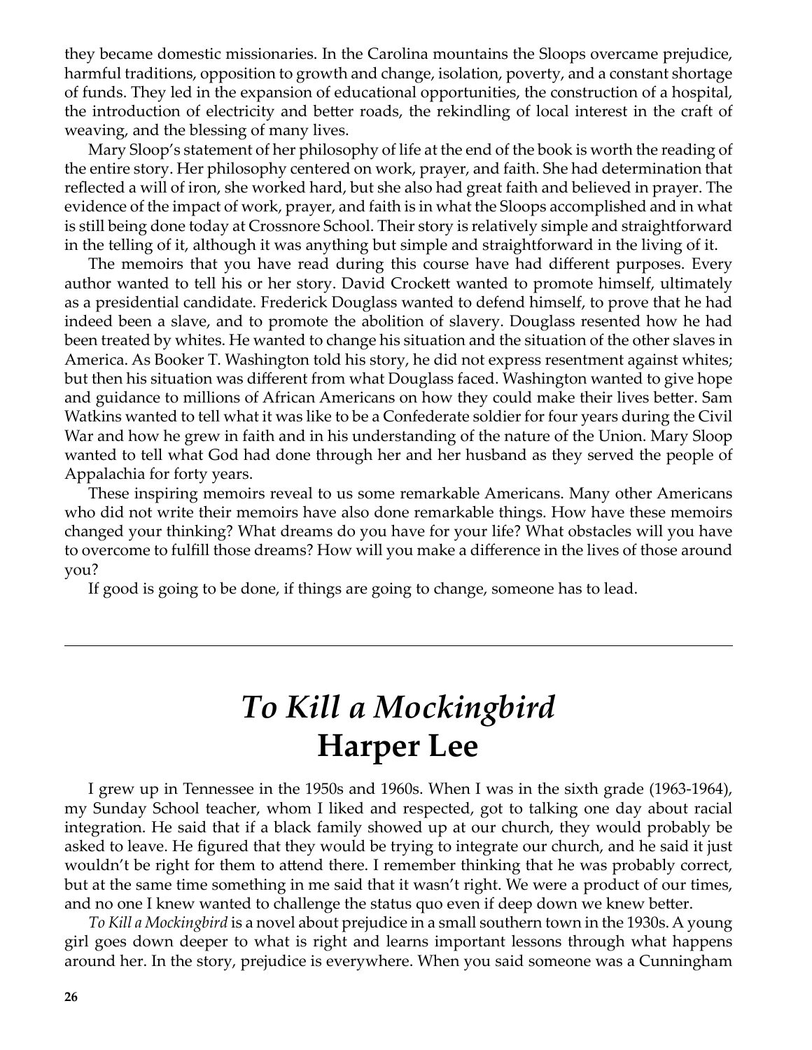they became domestic missionaries. In the Carolina mountains the Sloops overcame prejudice, harmful traditions, opposition to growth and change, isolation, poverty, and a constant shortage of funds. They led in the expansion of educational opportunities, the construction of a hospital, the introduction of electricity and better roads, the rekindling of local interest in the craft of weaving, and the blessing of many lives.

Mary Sloop's statement of her philosophy of life at the end of the book is worth the reading of the entire story. Her philosophy centered on work, prayer, and faith. She had determination that reflected a will of iron, she worked hard, but she also had great faith and believed in prayer. The evidence of the impact of work, prayer, and faith is in what the Sloops accomplished and in what is still being done today at Crossnore School. Their story is relatively simple and straightforward in the telling of it, although it was anything but simple and straightforward in the living of it.

The memoirs that you have read during this course have had different purposes. Every author wanted to tell his or her story. David Crockett wanted to promote himself, ultimately as a presidential candidate. Frederick Douglass wanted to defend himself, to prove that he had indeed been a slave, and to promote the abolition of slavery. Douglass resented how he had been treated by whites. He wanted to change his situation and the situation of the other slaves in America. As Booker T. Washington told his story, he did not express resentment against whites; but then his situation was different from what Douglass faced. Washington wanted to give hope and guidance to millions of African Americans on how they could make their lives better. Sam Watkins wanted to tell what it was like to be a Confederate soldier for four years during the Civil War and how he grew in faith and in his understanding of the nature of the Union. Mary Sloop wanted to tell what God had done through her and her husband as they served the people of Appalachia for forty years.

These inspiring memoirs reveal to us some remarkable Americans. Many other Americans who did not write their memoirs have also done remarkable things. How have these memoirs changed your thinking? What dreams do you have for your life? What obstacles will you have to overcome to fulfill those dreams? How will you make a difference in the lives of those around you?

If good is going to be done, if things are going to change, someone has to lead.

---

# *To Kill a Mockingbird*
# Harper Lee

I grew up in Tennessee in the 1950s and 1960s. When I was in the sixth grade (1963-1964), my Sunday School teacher, whom I liked and respected, got to talking one day about racial integration. He said that if a black family showed up at our church, they would probably be asked to leave. He figured that they would be trying to integrate our church, and he said it just wouldn't be right for them to attend there. I remember thinking that he was probably correct, but at the same time something in me said that it wasn't right. We were a product of our times, and no one I knew wanted to challenge the status quo even if deep down we knew better.

*To Kill a Mockingbird* is a novel about prejudice in a small southern town in the 1930s. A young girl goes down deeper to what is right and learns important lessons through what happens around her. In the story, prejudice is everywhere. When you said someone was a Cunningham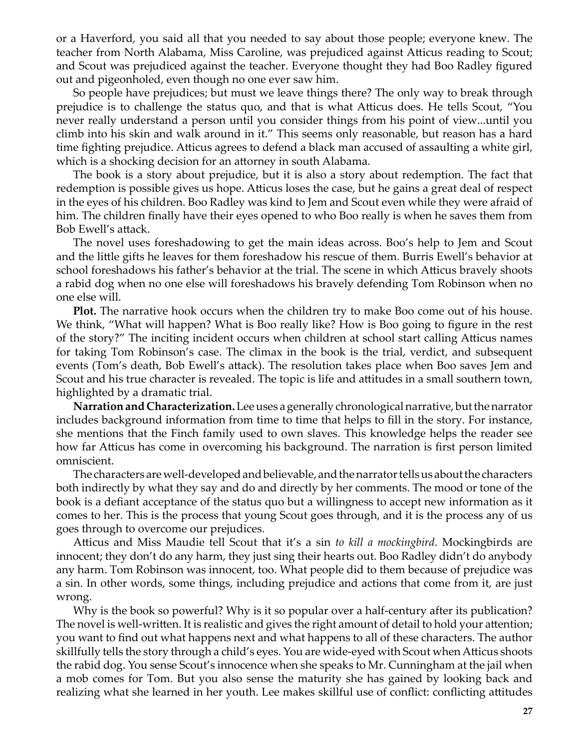or a Haverford, you said all that you needed to say about those people; everyone knew. The teacher from North Alabama, Miss Caroline, was prejudiced against Atticus reading to Scout; and Scout was prejudiced against the teacher. Everyone thought they had Boo Radley figured out and pigeonholed, even though no one ever saw him.

So people have prejudices; but must we leave things there? The only way to break through prejudice is to challenge the status quo, and that is what Atticus does. He tells Scout, "You never really understand a person until you consider things from his point of view...until you climb into his skin and walk around in it." This seems only reasonable, but reason has a hard time fighting prejudice. Atticus agrees to defend a black man accused of assaulting a white girl, which is a shocking decision for an attorney in south Alabama.

The book is a story about prejudice, but it is also a story about redemption. The fact that redemption is possible gives us hope. Atticus loses the case, but he gains a great deal of respect in the eyes of his children. Boo Radley was kind to Jem and Scout even while they were afraid of him. The children finally have their eyes opened to who Boo really is when he saves them from Bob Ewell's attack.

The novel uses foreshadowing to get the main ideas across. Boo's help to Jem and Scout and the little gifts he leaves for them foreshadow his rescue of them. Burris Ewell's behavior at school foreshadows his father's behavior at the trial. The scene in which Atticus bravely shoots a rabid dog when no one else will foreshadows his bravely defending Tom Robinson when no one else will.

**Plot.** The narrative hook occurs when the children try to make Boo come out of his house. We think, "What will happen? What is Boo really like? How is Boo going to figure in the rest of the story?" The inciting incident occurs when children at school start calling Atticus names for taking Tom Robinson's case. The climax in the book is the trial, verdict, and subsequent events (Tom's death, Bob Ewell's attack). The resolution takes place when Boo saves Jem and Scout and his true character is revealed. The topic is life and attitudes in a small southern town, highlighted by a dramatic trial.

**Narration and Characterization.** Lee uses a generally chronological narrative, but the narrator includes background information from time to time that helps to fill in the story. For instance, she mentions that the Finch family used to own slaves. This knowledge helps the reader see how far Atticus has come in overcoming his background. The narration is first person limited omniscient.

The characters are well-developed and believable, and the narrator tells us about the characters both indirectly by what they say and do and directly by her comments. The mood or tone of the book is a defiant acceptance of the status quo but a willingness to accept new information as it comes to her. This is the process that young Scout goes through, and it is the process any of us goes through to overcome our prejudices.

Atticus and Miss Maudie tell Scout that it's a sin *to kill a mockingbird*. Mockingbirds are innocent; they don't do any harm, they just sing their hearts out. Boo Radley didn't do anybody any harm. Tom Robinson was innocent, too. What people did to them because of prejudice was a sin. In other words, some things, including prejudice and actions that come from it, are just wrong.

Why is the book so powerful? Why is it so popular over a half-century after its publication? The novel is well-written. It is realistic and gives the right amount of detail to hold your attention; you want to find out what happens next and what happens to all of these characters. The author skillfully tells the story through a child's eyes. You are wide-eyed with Scout when Atticus shoots the rabid dog. You sense Scout's innocence when she speaks to Mr. Cunningham at the jail when a mob comes for Tom. But you also sense the maturity she has gained by looking back and realizing what she learned in her youth. Lee makes skillful use of conflict: conflicting attitudes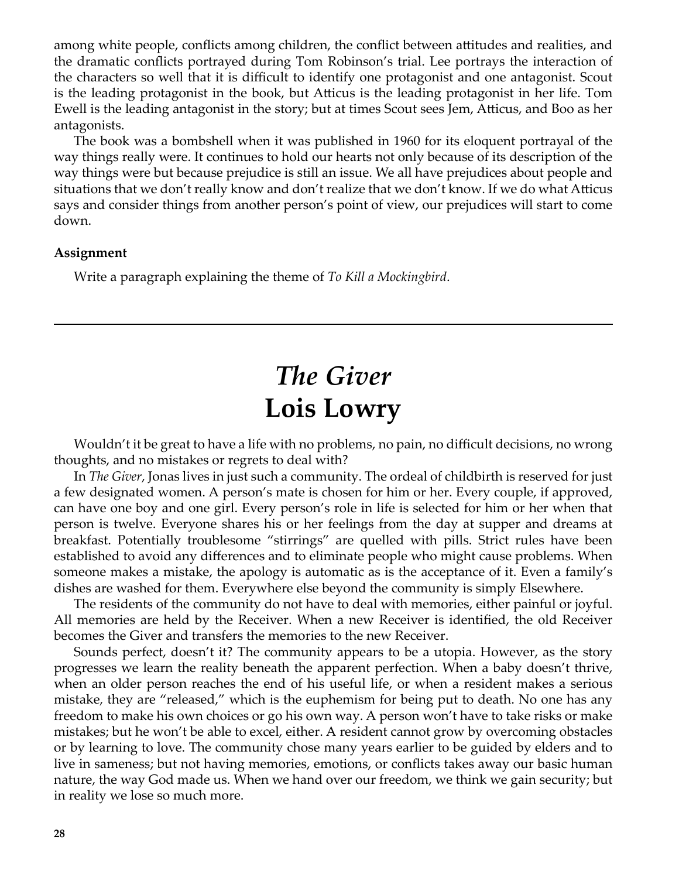among white people, conflicts among children, the conflict between attitudes and realities, and the dramatic conflicts portrayed during Tom Robinson's trial. Lee portrays the interaction of the characters so well that it is difficult to identify one protagonist and one antagonist. Scout is the leading protagonist in the book, but Atticus is the leading protagonist in her life. Tom Ewell is the leading antagonist in the story; but at times Scout sees Jem, Atticus, and Boo as her antagonists.

The book was a bombshell when it was published in 1960 for its eloquent portrayal of the way things really were. It continues to hold our hearts not only because of its description of the way things were but because prejudice is still an issue. We all have prejudices about people and situations that we don't really know and don't realize that we don't know. If we do what Atticus says and consider things from another person's point of view, our prejudices will start to come down.

**Assignment**

Write a paragraph explaining the theme of *To Kill a Mockingbird*.

---

# *The Giver*
# Lois Lowry

Wouldn't it be great to have a life with no problems, no pain, no difficult decisions, no wrong thoughts, and no mistakes or regrets to deal with?

In *The Giver*, Jonas lives in just such a community. The ordeal of childbirth is reserved for just a few designated women. A person's mate is chosen for him or her. Every couple, if approved, can have one boy and one girl. Every person's role in life is selected for him or her when that person is twelve. Everyone shares his or her feelings from the day at supper and dreams at breakfast. Potentially troublesome "stirrings" are quelled with pills. Strict rules have been established to avoid any differences and to eliminate people who might cause problems. When someone makes a mistake, the apology is automatic as is the acceptance of it. Even a family's dishes are washed for them. Everywhere else beyond the community is simply Elsewhere.

The residents of the community do not have to deal with memories, either painful or joyful. All memories are held by the Receiver. When a new Receiver is identified, the old Receiver becomes the Giver and transfers the memories to the new Receiver.

Sounds perfect, doesn't it? The community appears to be a utopia. However, as the story progresses we learn the reality beneath the apparent perfection. When a baby doesn't thrive, when an older person reaches the end of his useful life, or when a resident makes a serious mistake, they are "released," which is the euphemism for being put to death. No one has any freedom to make his own choices or go his own way. A person won't have to take risks or make mistakes; but he won't be able to excel, either. A resident cannot grow by overcoming obstacles or by learning to love. The community chose many years earlier to be guided by elders and to live in sameness; but not having memories, emotions, or conflicts takes away our basic human nature, the way God made us. When we hand over our freedom, we think we gain security; but in reality we lose so much more.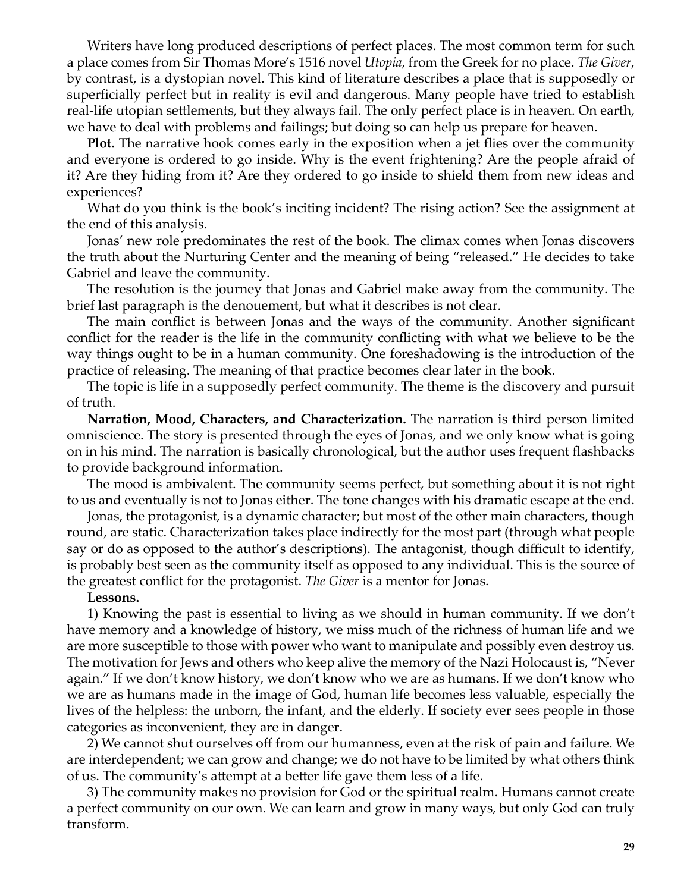Writers have long produced descriptions of perfect places. The most common term for such a place comes from Sir Thomas More's 1516 novel *Utopia*, from the Greek for no place. *The Giver*, by contrast, is a dystopian novel. This kind of literature describes a place that is supposedly or superficially perfect but in reality is evil and dangerous. Many people have tried to establish real-life utopian settlements, but they always fail. The only perfect place is in heaven. On earth, we have to deal with problems and failings; but doing so can help us prepare for heaven.

**Plot.** The narrative hook comes early in the exposition when a jet flies over the community and everyone is ordered to go inside. Why is the event frightening? Are the people afraid of it? Are they hiding from it? Are they ordered to go inside to shield them from new ideas and experiences?

What do you think is the book's inciting incident? The rising action? See the assignment at the end of this analysis.

Jonas' new role predominates the rest of the book. The climax comes when Jonas discovers the truth about the Nurturing Center and the meaning of being "released." He decides to take Gabriel and leave the community.

The resolution is the journey that Jonas and Gabriel make away from the community. The brief last paragraph is the denouement, but what it describes is not clear.

The main conflict is between Jonas and the ways of the community. Another significant conflict for the reader is the life in the community conflicting with what we believe to be the way things ought to be in a human community. One foreshadowing is the introduction of the practice of releasing. The meaning of that practice becomes clear later in the book.

The topic is life in a supposedly perfect community. The theme is the discovery and pursuit of truth.

**Narration, Mood, Characters, and Characterization.** The narration is third person limited omniscience. The story is presented through the eyes of Jonas, and we only know what is going on in his mind. The narration is basically chronological, but the author uses frequent flashbacks to provide background information.

The mood is ambivalent. The community seems perfect, but something about it is not right to us and eventually is not to Jonas either. The tone changes with his dramatic escape at the end.

Jonas, the protagonist, is a dynamic character; but most of the other main characters, though round, are static. Characterization takes place indirectly for the most part (through what people say or do as opposed to the author's descriptions). The antagonist, though difficult to identify, is probably best seen as the community itself as opposed to any individual. This is the source of the greatest conflict for the protagonist. *The Giver* is a mentor for Jonas.

**Lessons.**

1) Knowing the past is essential to living as we should in human community. If we don't have memory and a knowledge of history, we miss much of the richness of human life and we are more susceptible to those with power who want to manipulate and possibly even destroy us. The motivation for Jews and others who keep alive the memory of the Nazi Holocaust is, "Never again." If we don't know history, we don't know who we are as humans. If we don't know who we are as humans made in the image of God, human life becomes less valuable, especially the lives of the helpless: the unborn, the infant, and the elderly. If society ever sees people in those categories as inconvenient, they are in danger.

2) We cannot shut ourselves off from our humanness, even at the risk of pain and failure. We are interdependent; we can grow and change; we do not have to be limited by what others think of us. The community's attempt at a better life gave them less of a life.

3) The community makes no provision for God or the spiritual realm. Humans cannot create a perfect community on our own. We can learn and grow in many ways, but only God can truly transform.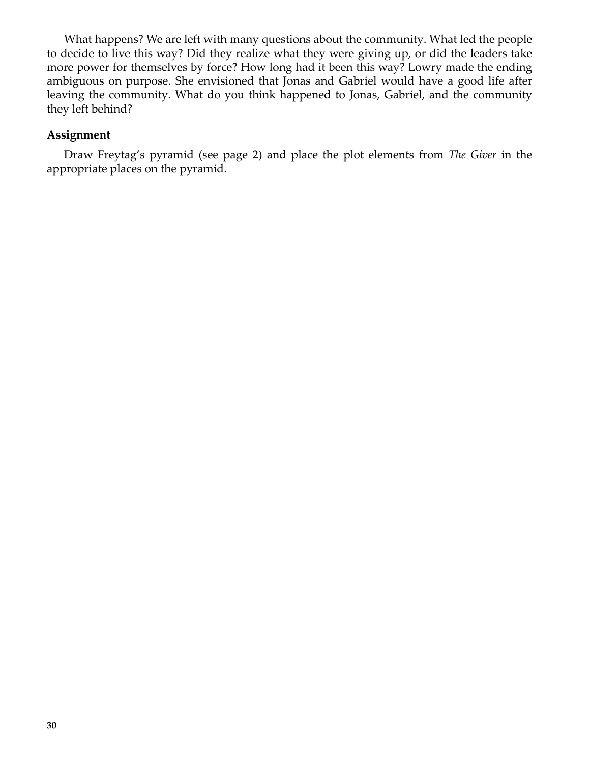What happens? We are left with many questions about the community. What led the people to decide to live this way? Did they realize what they were giving up, or did the leaders take more power for themselves by force? How long had it been this way? Lowry made the ending ambiguous on purpose. She envisioned that Jonas and Gabriel would have a good life after leaving the community. What do you think happened to Jonas, Gabriel, and the community they left behind?

**Assignment**

Draw Freytag's pyramid (see page 2) and place the plot elements from *The Giver* in the appropriate places on the pyramid.